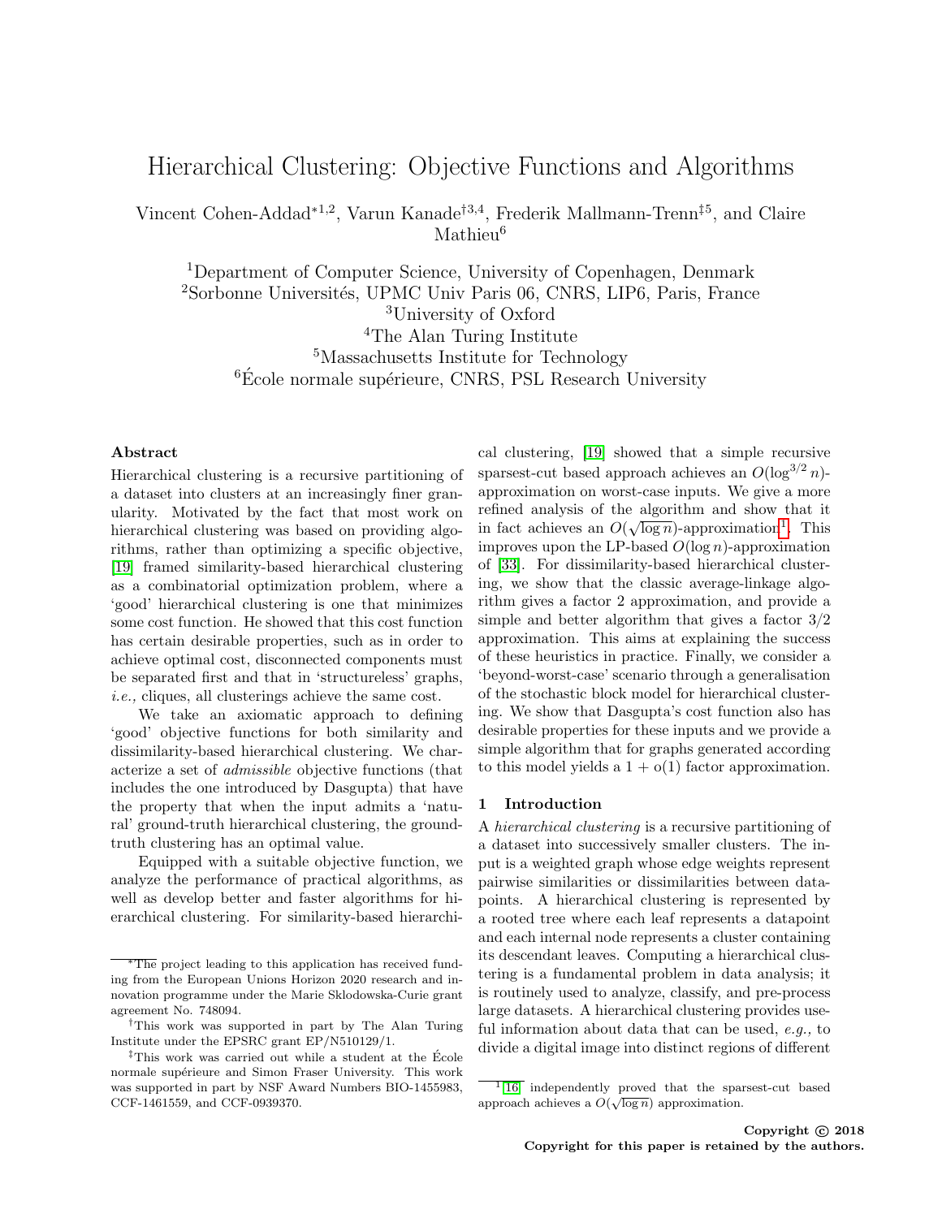# Hierarchical Clustering: Objective Functions and Algorithms

Vincent Cohen-Addad[*1,2], Varun Kanade[†3,4], Frederik Mallmann-Trenn[‡5], and Claire Mathieu[6]

[1]Department of Computer Science, University of Copenhagen, Denmark
[2]Sorbonne Universités, UPMC Univ Paris 06, CNRS, LIP6, Paris, France
[3]University of Oxford
[4]The Alan Turing Institute
[5]Massachusetts Institute for Technology
[6]École normale supérieure, CNRS, PSL Research University

### Abstract

Hierarchical clustering is a recursive partitioning of a dataset into clusters at an increasingly finer granularity. Motivated by the fact that most work on hierarchical clustering was based on providing algorithms, rather than optimizing a specific objective, [19] framed similarity-based hierarchical clustering as a combinatorial optimization problem, where a 'good' hierarchical clustering is one that minimizes some cost function. He showed that this cost function has certain desirable properties, such as in order to achieve optimal cost, disconnected components must be separated first and that in 'structureless' graphs, *i.e.,* cliques, all clusterings achieve the same cost.

We take an axiomatic approach to defining 'good' objective functions for both similarity and dissimilarity-based hierarchical clustering. We characterize a set of *admissible* objective functions (that includes the one introduced by Dasgupta) that have the property that when the input admits a 'natural' ground-truth hierarchical clustering, the ground-truth clustering has an optimal value.

Equipped with a suitable objective function, we analyze the performance of practical algorithms, as well as develop better and faster algorithms for hierarchical clustering. For similarity-based hierarchical clustering, [19] showed that a simple recursive sparsest-cut based approach achieves an $O(\log^{3/2} n)$-approximation on worst-case inputs. We give a more refined analysis of the algorithm and show that it in fact achieves an $O(\sqrt{\log n})$-approximation[1]. This improves upon the LP-based $O(\log n)$-approximation of [33]. For dissimilarity-based hierarchical clustering, we show that the classic average-linkage algorithm gives a factor 2 approximation, and provide a simple and better algorithm that gives a factor 3/2 approximation. This aims at explaining the success of these heuristics in practice. Finally, we consider a 'beyond-worst-case' scenario through a generalisation of the stochastic block model for hierarchical clustering. We show that Dasgupta's cost function also has desirable properties for these inputs and we provide a simple algorithm that for graphs generated according to this model yields a 1 + o(1) factor approximation.

## 1 Introduction

A *hierarchical clustering* is a recursive partitioning of a dataset into successively smaller clusters. The input is a weighted graph whose edge weights represent pairwise similarities or dissimilarities between datapoints. A hierarchical clustering is represented by a rooted tree where each leaf represents a datapoint and each internal node represents a cluster containing its descendant leaves. Computing a hierarchical clustering is a fundamental problem in data analysis; it is routinely used to analyze, classify, and pre-process large datasets. A hierarchical clustering provides useful information about data that can be used, *e.g.,* to divide a digital image into distinct regions of different

---

[*]The project leading to this application has received funding from the European Unions Horizon 2020 research and innovation programme under the Marie Sklodowska-Curie grant agreement No. 748094.

[†]This work was supported in part by The Alan Turing Institute under the EPSRC grant EP/N510129/1.

[‡]This work was carried out while a student at the École normale supérieure and Simon Fraser University. This work was supported in part by NSF Award Numbers BIO-1455983, CCF-1461559, and CCF-0939370.

[1][16] independently proved that the sparsest-cut based approach achieves a $O(\sqrt{\log n})$ approximation.

**Copyright © 2018**
**Copyright for this paper is retained by the authors.**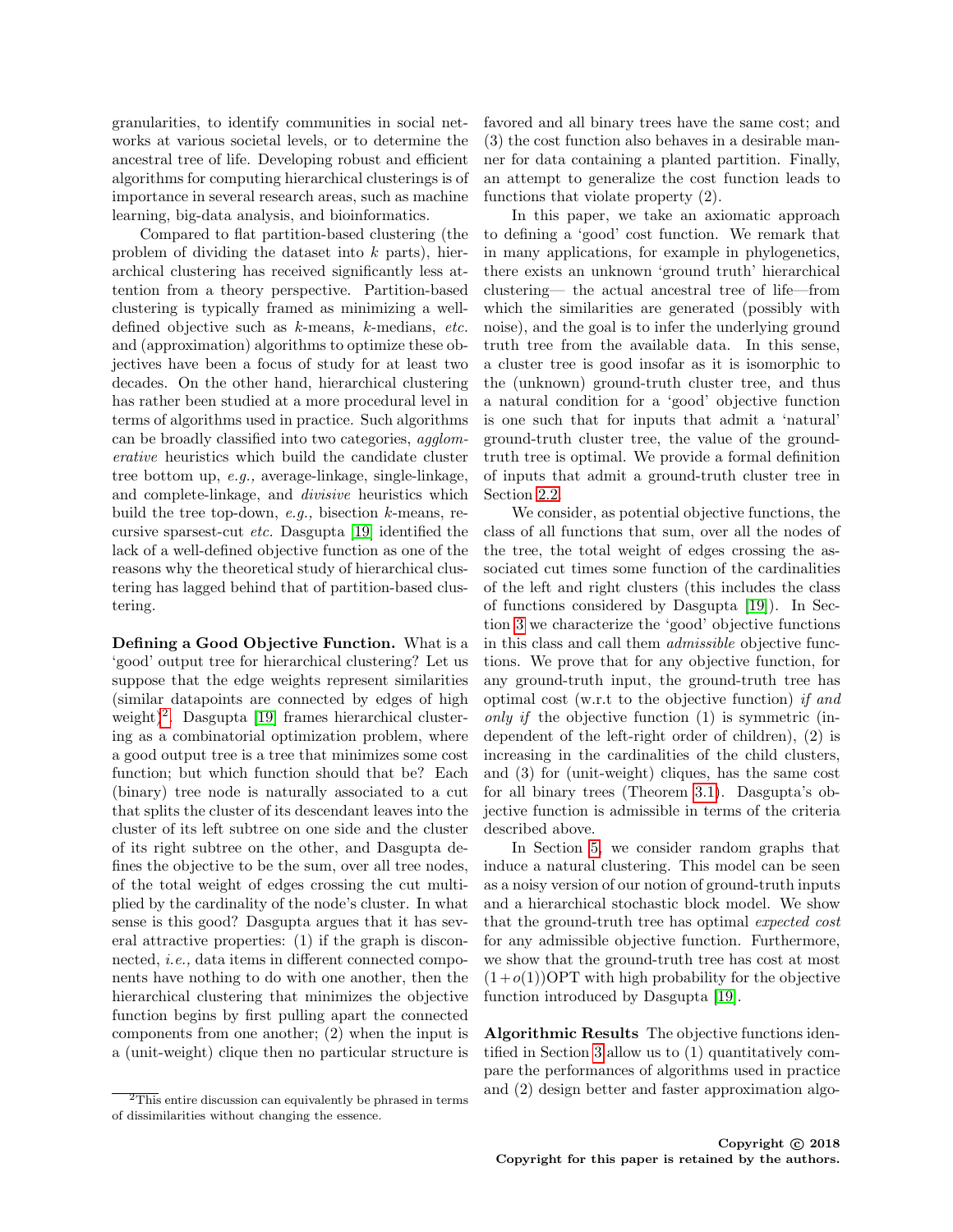granularities, to identify communities in social networks at various societal levels, or to determine the ancestral tree of life. Developing robust and efficient algorithms for computing hierarchical clusterings is of importance in several research areas, such as machine learning, big-data analysis, and bioinformatics.

Compared to flat partition-based clustering (the problem of dividing the dataset into $k$ parts), hierarchical clustering has received significantly less attention from a theory perspective. Partition-based clustering is typically framed as minimizing a well-defined objective such as $k$-means, $k$-medians, *etc.* and (approximation) algorithms to optimize these objectives have been a focus of study for at least two decades. On the other hand, hierarchical clustering has rather been studied at a more procedural level in terms of algorithms used in practice. Such algorithms can be broadly classified into two categories, *agglomerative* heuristics which build the candidate cluster tree bottom up, *e.g.,* average-linkage, single-linkage, and complete-linkage, and *divisive* heuristics which build the tree top-down, *e.g.,* bisection $k$-means, recursive sparsest-cut *etc.* Dasgupta [19] identified the lack of a well-defined objective function as one of the reasons why the theoretical study of hierarchical clustering has lagged behind that of partition-based clustering.

**Defining a Good Objective Function.** What is a 'good' output tree for hierarchical clustering? Let us suppose that the edge weights represent similarities (similar datapoints are connected by edges of high weight)[2]. Dasgupta [19] frames hierarchical clustering as a combinatorial optimization problem, where a good output tree is a tree that minimizes some cost function; but which function should that be? Each (binary) tree node is naturally associated to a cut that splits the cluster of its descendant leaves into the cluster of its left subtree on one side and the cluster of its right subtree on the other, and Dasgupta defines the objective to be the sum, over all tree nodes, of the total weight of edges crossing the cut multiplied by the cardinality of the node's cluster. In what sense is this good? Dasgupta argues that it has several attractive properties: (1) if the graph is disconnected, *i.e.,* data items in different connected components have nothing to do with one another, then the hierarchical clustering that minimizes the objective function begins by first pulling apart the connected components from one another; (2) when the input is a (unit-weight) clique then no particular structure is favored and all binary trees have the same cost; and (3) the cost function also behaves in a desirable manner for data containing a planted partition. Finally, an attempt to generalize the cost function leads to functions that violate property (2).

In this paper, we take an axiomatic approach to defining a 'good' cost function. We remark that in many applications, for example in phylogenetics, there exists an unknown 'ground truth' hierarchical clustering— the actual ancestral tree of life—from which the similarities are generated (possibly with noise), and the goal is to infer the underlying ground truth tree from the available data. In this sense, a cluster tree is good insofar as it is isomorphic to the (unknown) ground-truth cluster tree, and thus a natural condition for a 'good' objective function is one such that for inputs that admit a 'natural' ground-truth cluster tree, the value of the ground-truth tree is optimal. We provide a formal definition of inputs that admit a ground-truth cluster tree in Section 2.2.

We consider, as potential objective functions, the class of all functions that sum, over all the nodes of the tree, the total weight of edges crossing the associated cut times some function of the cardinalities of the left and right clusters (this includes the class of functions considered by Dasgupta [19]). In Section 3 we characterize the 'good' objective functions in this class and call them *admissible* objective functions. We prove that for any objective function, for any ground-truth input, the ground-truth tree has optimal cost (w.r.t to the objective function) *if and only if* the objective function (1) is symmetric (independent of the left-right order of children), (2) is increasing in the cardinalities of the child clusters, and (3) for (unit-weight) cliques, has the same cost for all binary trees (Theorem 3.1). Dasgupta's objective function is admissible in terms of the criteria described above.

In Section 5, we consider random graphs that induce a natural clustering. This model can be seen as a noisy version of our notion of ground-truth inputs and a hierarchical stochastic block model. We show that the ground-truth tree has optimal *expected cost* for any admissible objective function. Furthermore, we show that the ground-truth tree has cost at most $(1+o(1))$OPT with high probability for the objective function introduced by Dasgupta [19].

**Algorithmic Results** The objective functions identified in Section 3 allow us to (1) quantitatively compare the performances of algorithms used in practice and (2) design better and faster approximation algo-

[2] This entire discussion can equivalently be phrased in terms of dissimilarities without changing the essence.

**Copyright © 2018**
**Copyright for this paper is retained by the authors.**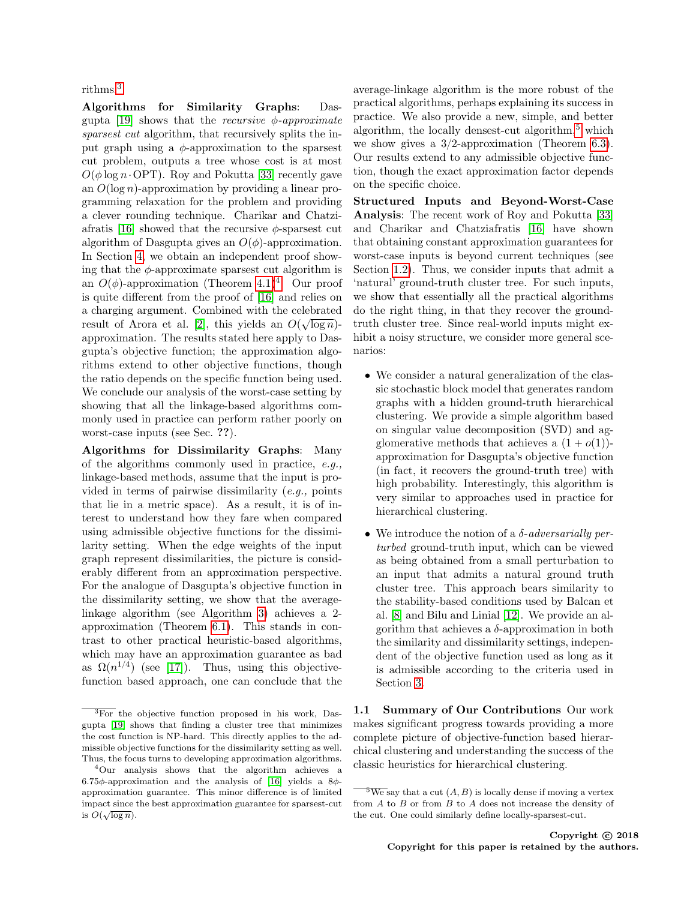rithms.[3]

**Algorithms for Similarity Graphs**: Dasgupta [19] shows that the *recursive $\phi$-approximate sparsest cut* algorithm, that recursively splits the input graph using a $\phi$-approximation to the sparsest cut problem, outputs a tree whose cost is at most $O(\phi \log n \cdot \mathrm{OPT})$. Roy and Pokutta [33] recently gave an $O(\log n)$-approximation by providing a linear programming relaxation for the problem and providing a clever rounding technique. Charikar and Chatziafratis [16] showed that the recursive $\phi$-sparsest cut algorithm of Dasgupta gives an $O(\phi)$-approximation. In Section 4, we obtain an independent proof showing that the $\phi$-approximate sparsest cut algorithm is an $O(\phi)$-approximation (Theorem 4.1)[4]. Our proof is quite different from the proof of [16] and relies on a charging argument. Combined with the celebrated result of Arora et al. [2], this yields an $O(\sqrt{\log n})$-approximation. The results stated here apply to Dasgupta's objective function; the approximation algorithms extend to other objective functions, though the ratio depends on the specific function being used. We conclude our analysis of the worst-case setting by showing that all the linkage-based algorithms commonly used in practice can perform rather poorly on worst-case inputs (see Sec. **??**).

**Algorithms for Dissimilarity Graphs**: Many of the algorithms commonly used in practice, *e.g.,* linkage-based methods, assume that the input is provided in terms of pairwise dissimilarity (*e.g.,* points that lie in a metric space). As a result, it is of interest to understand how they fare when compared using admissible objective functions for the dissimilarity setting. When the edge weights of the input graph represent dissimilarities, the picture is considerably different from an approximation perspective. For the analogue of Dasgupta's objective function in the dissimilarity setting, we show that the average-linkage algorithm (see Algorithm 3) achieves a 2-approximation (Theorem 6.1). This stands in contrast to other practical heuristic-based algorithms, which may have an approximation guarantee as bad as $\Omega(n^{1/4})$ (see [17]). Thus, using this objective-function based approach, one can conclude that the average-linkage algorithm is the more robust of the practical algorithms, perhaps explaining its success in practice. We also provide a new, simple, and better algorithm, the locally densest-cut algorithm,[5] which we show gives a 3/2-approximation (Theorem 6.3). Our results extend to any admissible objective function, though the exact approximation factor depends on the specific choice.

**Structured Inputs and Beyond-Worst-Case Analysis**: The recent work of Roy and Pokutta [33] and Charikar and Chatziafratis [16] have shown that obtaining constant approximation guarantees for worst-case inputs is beyond current techniques (see Section 1.2). Thus, we consider inputs that admit a 'natural' ground-truth cluster tree. For such inputs, we show that essentially all the practical algorithms do the right thing, in that they recover the ground-truth cluster tree. Since real-world inputs might exhibit a noisy structure, we consider more general scenarios:

- We consider a natural generalization of the classic stochastic block model that generates random graphs with a hidden ground-truth hierarchical clustering. We provide a simple algorithm based on singular value decomposition (SVD) and agglomerative methods that achieves a $(1 + o(1))$-approximation for Dasgupta's objective function (in fact, it recovers the ground-truth tree) with high probability. Interestingly, this algorithm is very similar to approaches used in practice for hierarchical clustering.

- We introduce the notion of a $\delta$-*adversarially perturbed* ground-truth input, which can be viewed as being obtained from a small perturbation to an input that admits a natural ground truth cluster tree. This approach bears similarity to the stability-based conditions used by Balcan et al. [8] and Bilu and Linial [12]. We provide an algorithm that achieves a $\delta$-approximation in both the similarity and dissimilarity settings, independent of the objective function used as long as it is admissible according to the criteria used in Section 3.

### 1.1 Summary of Our Contributions

Our work makes significant progress towards providing a more complete picture of objective-function based hierarchical clustering and understanding the success of the classic heuristics for hierarchical clustering.

---

[3] For the objective function proposed in his work, Dasgupta [19] shows that finding a cluster tree that minimizes the cost function is NP-hard. This directly applies to the admissible objective functions for the dissimilarity setting as well. Thus, the focus turns to developing approximation algorithms.

[4] Our analysis shows that the algorithm achieves a $6.75\phi$-approximation and the analysis of [16] yields a $8\phi$-approximation guarantee. This minor difference is of limited impact since the best approximation guarantee for sparsest-cut is $O(\sqrt{\log n})$.

[5] We say that a cut $(A, B)$ is locally dense if moving a vertex from $A$ to $B$ or from $B$ to $A$ does not increase the density of the cut. One could similarly define locally-sparsest-cut.

**Copyright © 2018**
**Copyright for this paper is retained by the authors.**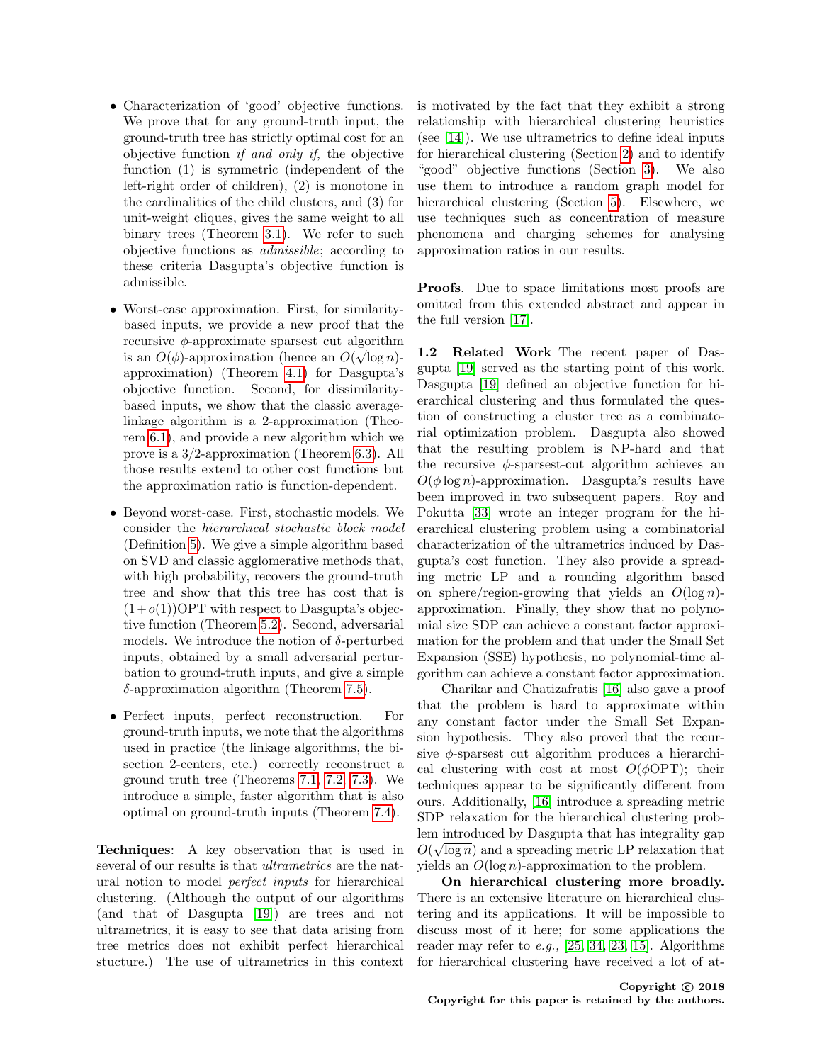- Characterization of 'good' objective functions. We prove that for any ground-truth input, the ground-truth tree has strictly optimal cost for an objective function *if and only if*, the objective function (1) is symmetric (independent of the left-right order of children), (2) is monotone in the cardinalities of the child clusters, and (3) for unit-weight cliques, gives the same weight to all binary trees (Theorem 3.1). We refer to such objective functions as *admissible*; according to these criteria Dasgupta's objective function is admissible.

- Worst-case approximation. First, for similarity-based inputs, we provide a new proof that the recursive $\phi$-approximate sparsest cut algorithm is an $O(\phi)$-approximation (hence an $O(\sqrt{\log n})$-approximation) (Theorem 4.1) for Dasgupta's objective function. Second, for dissimilarity-based inputs, we show that the classic average-linkage algorithm is a 2-approximation (Theorem 6.1), and provide a new algorithm which we prove is a 3/2-approximation (Theorem 6.3). All those results extend to other cost functions but the approximation ratio is function-dependent.

- Beyond worst-case. First, stochastic models. We consider the *hierarchical stochastic block model* (Definition 5). We give a simple algorithm based on SVD and classic agglomerative methods that, with high probability, recovers the ground-truth tree and show that this tree has cost that is $(1 + o(1))$OPT with respect to Dasgupta's objective function (Theorem 5.2). Second, adversarial models. We introduce the notion of $\delta$-perturbed inputs, obtained by a small adversarial perturbation to ground-truth inputs, and give a simple $\delta$-approximation algorithm (Theorem 7.5).

- Perfect inputs, perfect reconstruction. For ground-truth inputs, we note that the algorithms used in practice (the linkage algorithms, the bisection 2-centers, etc.) correctly reconstruct a ground truth tree (Theorems 7.1, 7.2, 7.3). We introduce a simple, faster algorithm that is also optimal on ground-truth inputs (Theorem 7.4).

**Techniques**: A key observation that is used in several of our results is that *ultrametrics* are the natural notion to model *perfect inputs* for hierarchical clustering. (Although the output of our algorithms (and that of Dasgupta [19]) are trees and not ultrametrics, it is easy to see that data arising from tree metrics does not exhibit perfect hierarchical stucture.) The use of ultrametrics in this context is motivated by the fact that they exhibit a strong relationship with hierarchical clustering heuristics (see [14]). We use ultrametrics to define ideal inputs for hierarchical clustering (Section 2) and to identify "good" objective functions (Section 3). We also use them to introduce a random graph model for hierarchical clustering (Section 5). Elsewhere, we use techniques such as concentration of measure phenomena and charging schemes for analysing approximation ratios in our results.

**Proofs**. Due to space limitations most proofs are omitted from this extended abstract and appear in the full version [17].

### 1.2 Related Work

The recent paper of Dasgupta [19] served as the starting point of this work. Dasgupta [19] defined an objective function for hierarchical clustering and thus formulated the question of constructing a cluster tree as a combinatorial optimization problem. Dasgupta also showed that the resulting problem is NP-hard and that the recursive $\phi$-sparsest-cut algorithm achieves an $O(\phi \log n)$-approximation. Dasgupta's results have been improved in two subsequent papers. Roy and Pokutta [33] wrote an integer program for the hierarchical clustering problem using a combinatorial characterization of the ultrametrics induced by Dasgupta's cost function. They also provide a spreading metric LP and a rounding algorithm based on sphere/region-growing that yields an $O(\log n)$-approximation. Finally, they show that no polynomial size SDP can achieve a constant factor approximation for the problem and that under the Small Set Expansion (SSE) hypothesis, no polynomial-time algorithm can achieve a constant factor approximation.

Charikar and Chatizafratis [16] also gave a proof that the problem is hard to approximate within any constant factor under the Small Set Expansion hypothesis. They also proved that the recursive $\phi$-sparsest cut algorithm produces a hierarchical clustering with cost at most $O(\phi\text{OPT})$; their techniques appear to be significantly different from ours. Additionally, [16] introduce a spreading metric SDP relaxation for the hierarchical clustering problem introduced by Dasgupta that has integrality gap $O(\sqrt{\log n})$ and a spreading metric LP relaxation that yields an $O(\log n)$-approximation to the problem.

**On hierarchical clustering more broadly.** There is an extensive literature on hierarchical clustering and its applications. It will be impossible to discuss most of it here; for some applications the reader may refer to *e.g.,* [25, 34, 23, 15]. Algorithms for hierarchical clustering have received a lot of at-

**Copyright © 2018**
**Copyright for this paper is retained by the authors.**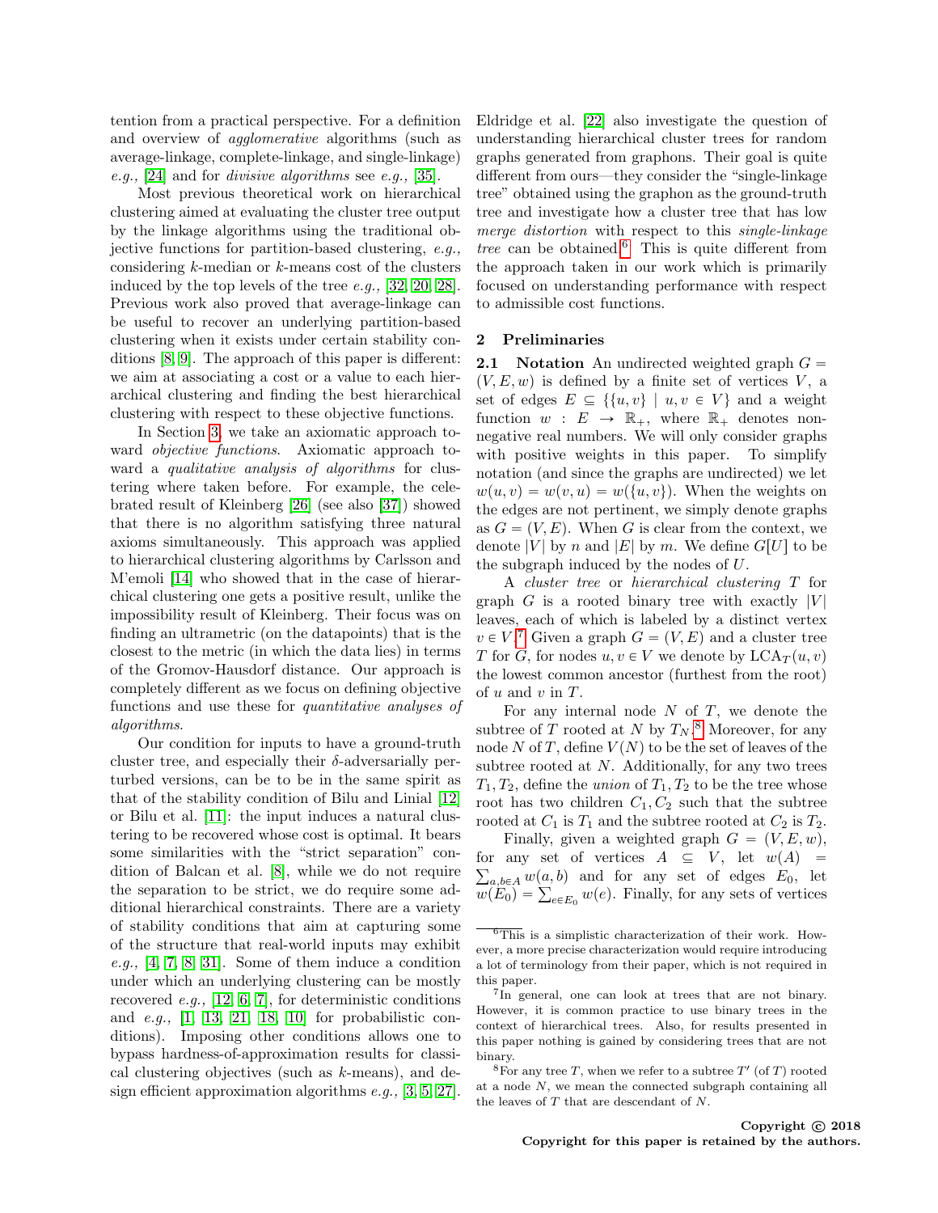tention from a practical perspective. For a definition and overview of *agglomerative* algorithms (such as average-linkage, complete-linkage, and single-linkage) *e.g.,* [24] and for *divisive algorithms* see *e.g.,* [35].

Most previous theoretical work on hierarchical clustering aimed at evaluating the cluster tree output by the linkage algorithms using the traditional objective functions for partition-based clustering, *e.g.,* considering $k$-median or $k$-means cost of the clusters induced by the top levels of the tree *e.g.,* [32, 20, 28]. Previous work also proved that average-linkage can be useful to recover an underlying partition-based clustering when it exists under certain stability conditions [8, 9]. The approach of this paper is different: we aim at associating a cost or a value to each hierarchical clustering and finding the best hierarchical clustering with respect to these objective functions.

In Section 3, we take an axiomatic approach toward *objective functions*. Axiomatic approach toward a *qualitative analysis of algorithms* for clustering where taken before. For example, the celebrated result of Kleinberg [26] (see also [37]) showed that there is no algorithm satisfying three natural axioms simultaneously. This approach was applied to hierarchical clustering algorithms by Carlsson and M'emoli [14] who showed that in the case of hierarchical clustering one gets a positive result, unlike the impossibility result of Kleinberg. Their focus was on finding an ultrametric (on the datapoints) that is the closest to the metric (in which the data lies) in terms of the Gromov-Hausdorf distance. Our approach is completely different as we focus on defining objective functions and use these for *quantitative analyses of algorithms*.

Our condition for inputs to have a ground-truth cluster tree, and especially their $\delta$-adversarially perturbed versions, can be to be in the same spirit as that of the stability condition of Bilu and Linial [12] or Bilu et al. [11]: the input induces a natural clustering to be recovered whose cost is optimal. It bears some similarities with the "strict separation" condition of Balcan et al. [8], while we do not require the separation to be strict, we do require some additional hierarchical constraints. There are a variety of stability conditions that aim at capturing some of the structure that real-world inputs may exhibit *e.g.,* [4, 7, 8, 31]. Some of them induce a condition under which an underlying clustering can be mostly recovered *e.g.,* [12, 6, 7], for deterministic conditions and *e.g.,* [1, 13, 21, 18, 10] for probabilistic conditions). Imposing other conditions allows one to bypass hardness-of-approximation results for classical clustering objectives (such as $k$-means), and design efficient approximation algorithms *e.g.,* [3, 5, 27].

Eldridge et al. [22] also investigate the question of understanding hierarchical cluster trees for random graphs generated from graphons. Their goal is quite different from ours—they consider the "single-linkage tree" obtained using the graphon as the ground-truth tree and investigate how a cluster tree that has low *merge distortion* with respect to this *single-linkage tree* can be obtained.[6] This is quite different from the approach taken in our work which is primarily focused on understanding performance with respect to admissible cost functions.

## 2 Preliminaries

**2.1 Notation** An undirected weighted graph $G = (V, E, w)$ is defined by a finite set of vertices $V$, a set of edges $E \subseteq \{\{u, v\} \mid u, v \in V\}$ and a weight function $w : E \to \mathbb{R}_+$, where $\mathbb{R}_+$ denotes non-negative real numbers. We will only consider graphs with positive weights in this paper. To simplify notation (and since the graphs are undirected) we let $w(u, v) = w(v, u) = w(\{u, v\})$. When the weights on the edges are not pertinent, we simply denote graphs as $G = (V, E)$. When $G$ is clear from the context, we denote $|V|$ by $n$ and $|E|$ by $m$. We define $G[U]$ to be the subgraph induced by the nodes of $U$.

A *cluster tree* or *hierarchical clustering* $T$ for graph $G$ is a rooted binary tree with exactly $|V|$ leaves, each of which is labeled by a distinct vertex $v \in V$.[7] Given a graph $G = (V, E)$ and a cluster tree $T$ for $G$, for nodes $u, v \in V$ we denote by $\text{LCA}_T(u, v)$ the lowest common ancestor (furthest from the root) of $u$ and $v$ in $T$.

For any internal node $N$ of $T$, we denote the subtree of $T$ rooted at $N$ by $T_N$.[8] Moreover, for any node $N$ of $T$, define $V(N)$ to be the set of leaves of the subtree rooted at $N$. Additionally, for any two trees $T_1, T_2$, define the *union* of $T_1, T_2$ to be the tree whose root has two children $C_1, C_2$ such that the subtree rooted at $C_1$ is $T_1$ and the subtree rooted at $C_2$ is $T_2$.

Finally, given a weighted graph $G = (V, E, w)$, for any set of vertices $A \subseteq V$, let $w(A) = \sum_{a,b \in A} w(a, b)$ and for any set of edges $E_0$, let $w(E_0) = \sum_{e \in E_0} w(e)$. Finally, for any sets of vertices

[6] This is a simplistic characterization of their work. However, a more precise characterization would require introducing a lot of terminology from their paper, which is not required in this paper.

[7] In general, one can look at trees that are not binary. However, it is common practice to use binary trees in the context of hierarchical trees. Also, for results presented in this paper nothing is gained by considering trees that are not binary.

[8] For any tree $T$, when we refer to a subtree $T'$ (of $T$) rooted at a node $N$, we mean the connected subgraph containing all the leaves of $T$ that are descendant of $N$.

**Copyright © 2018**
**Copyright for this paper is retained by the authors.**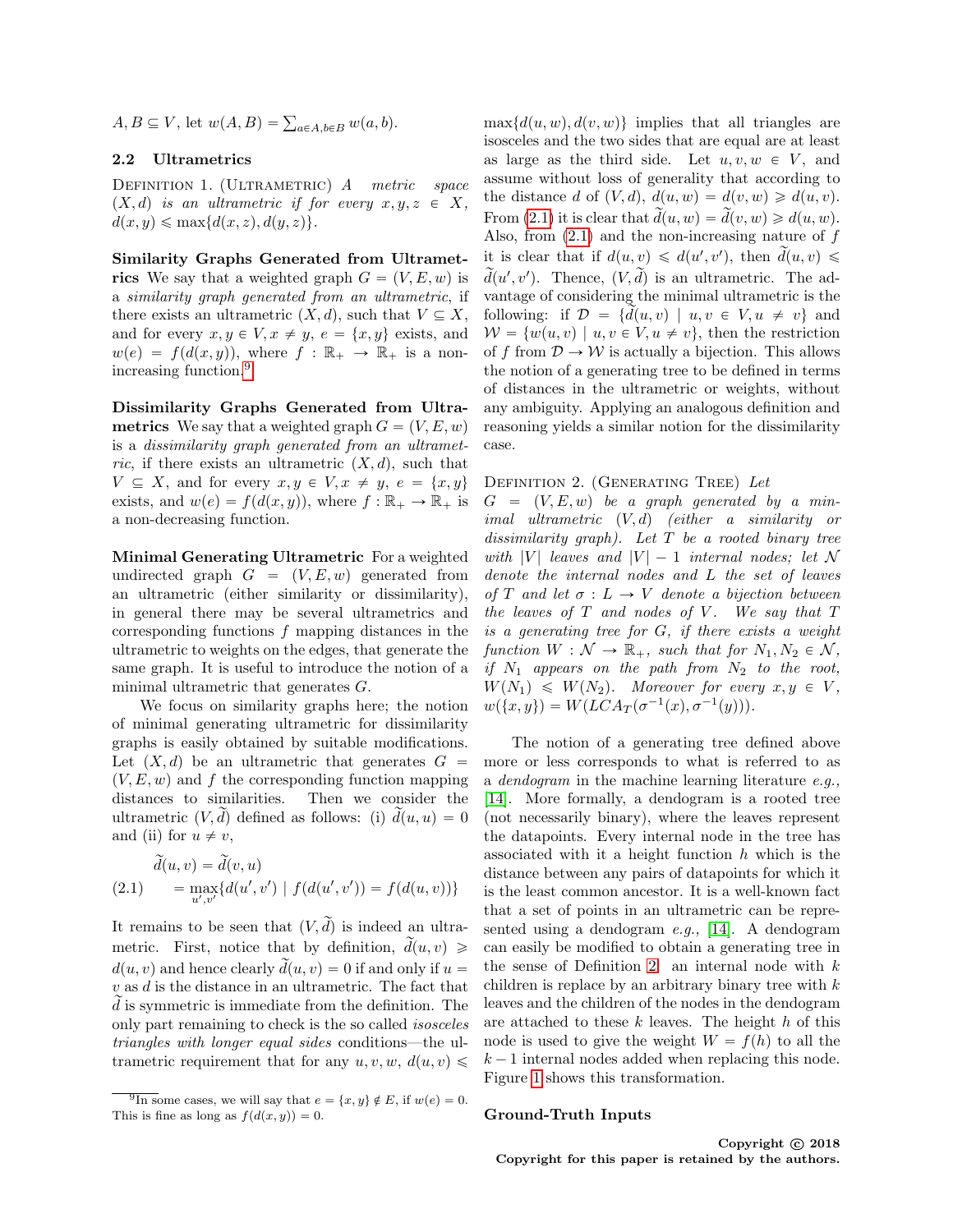$A, B \subseteq V$, let $w(A, B) = \sum_{a \in A, b \in B} w(a, b)$.

### 2.2 Ultrametrics

Definition 1. (Ultrametric) *A metric space $(X, d)$ is an ultrametric if for every $x, y, z \in X$, $d(x, y) \leqslant \max\{d(x, z), d(y, z)\}$.*

**Similarity Graphs Generated from Ultrametrics** We say that a weighted graph $G = (V, E, w)$ is a *similarity graph generated from an ultrametric*, if there exists an ultrametric $(X, d)$, such that $V \subseteq X$, and for every $x, y \in V, x \neq y$, $e = \{x, y\}$ exists, and $w(e) = f(d(x, y))$, where $f : \mathbb{R}_+ \to \mathbb{R}_+$ is a non-increasing function.[9]

**Dissimilarity Graphs Generated from Ultrametrics** We say that a weighted graph $G = (V, E, w)$ is a *dissimilarity graph generated from an ultrametric*, if there exists an ultrametric $(X, d)$, such that $V \subseteq X$, and for every $x, y \in V, x \neq y$, $e = \{x, y\}$ exists, and $w(e) = f(d(x, y))$, where $f : \mathbb{R}_+ \to \mathbb{R}_+$ is a non-decreasing function.

**Minimal Generating Ultrametric** For a weighted undirected graph $G = (V, E, w)$ generated from an ultrametric (either similarity or dissimilarity), in general there may be several ultrametrics and corresponding functions $f$ mapping distances in the ultrametric to weights on the edges, that generate the same graph. It is useful to introduce the notion of a minimal ultrametric that generates $G$.

We focus on similarity graphs here; the notion of minimal generating ultrametric for dissimilarity graphs is easily obtained by suitable modifications. Let $(X, d)$ be an ultrametric that generates $G = (V, E, w)$ and $f$ the corresponding function mapping distances to similarities. Then we consider the ultrametric $(V, \widetilde{d})$ defined as follows: (i) $\widetilde{d}(u, u) = 0$ and (ii) for $u \neq v$,

$$\begin{aligned} \widetilde{d}(u, v) &= \widetilde{d}(v, u) \\ &= \max_{u', v'}\{d(u', v') \mid f(d(u', v')) = f(d(u, v))\} \end{aligned} \tag{2.1}$$

It remains to be seen that $(V, \widetilde{d})$ is indeed an ultrametric. First, notice that by definition, $\widetilde{d}(u, v) \geqslant d(u, v)$ and hence clearly $\widetilde{d}(u, v) = 0$ if and only if $u = v$ as $d$ is the distance in an ultrametric. The fact that $\widetilde{d}$ is symmetric is immediate from the definition. The only part remaining to check is the so called *isosceles triangles with longer equal sides* conditions—the ultrametric requirement that for any $u, v, w$, $d(u, v) \leqslant \max\{d(u, w), d(v, w)\}$ implies that all triangles are isosceles and the two sides that are equal are at least as large as the third side. Let $u, v, w \in V$, and assume without loss of generality that according to the distance $d$ of $(V, d)$, $d(u, w) = d(v, w) \geqslant d(u, v)$. From (2.1) it is clear that $\widetilde{d}(u, w) = \widetilde{d}(v, w) \geqslant d(u, w)$. Also, from (2.1) and the non-increasing nature of $f$ it is clear that if $d(u, v) \leqslant d(u', v')$, then $\widetilde{d}(u, v) \leqslant \widetilde{d}(u', v')$. Thence, $(V, \widetilde{d})$ is an ultrametric. The advantage of considering the minimal ultrametric is the following: if $\mathcal{D} = \{\widetilde{d}(u, v) \mid u, v \in V, u \neq v\}$ and $\mathcal{W} = \{w(u, v) \mid u, v \in V, u \neq v\}$, then the restriction of $f$ from $\mathcal{D} \to \mathcal{W}$ is actually a bijection. This allows the notion of a generating tree to be defined in terms of distances in the ultrametric or weights, without any ambiguity. Applying an analogous definition and reasoning yields a similar notion for the dissimilarity case.

Definition 2. (Generating Tree) *Let $G = (V, E, w)$ be a graph generated by a minimal ultrametric $(V, d)$ (either a similarity or dissimilarity graph). Let $T$ be a rooted binary tree with $|V|$ leaves and $|V| - 1$ internal nodes; let $\mathcal{N}$ denote the internal nodes and $L$ the set of leaves of $T$ and let $\sigma : L \to V$ denote a bijection between the leaves of $T$ and nodes of $V$. We say that $T$ is a generating tree for $G$, if there exists a weight function $W : \mathcal{N} \to \mathbb{R}_+$, such that for $N_1, N_2 \in \mathcal{N}$, if $N_1$ appears on the path from $N_2$ to the root, $W(N_1) \leqslant W(N_2)$. Moreover for every $x, y \in V$, $w(\{x, y\}) = W(LCA_T(\sigma^{-1}(x), \sigma^{-1}(y)))$.*

The notion of a generating tree defined above more or less corresponds to what is referred to as a *dendogram* in the machine learning literature *e.g.,* [14]. More formally, a dendogram is a rooted tree (not necessarily binary), where the leaves represent the datapoints. Every internal node in the tree has associated with it a height function $h$ which is the distance between any pairs of datapoints for which it is the least common ancestor. It is a well-known fact that a set of points in an ultrametric can be represented using a dendogram *e.g.,* [14]. A dendogram can easily be modified to obtain a generating tree in the sense of Definition 2: an internal node with $k$ children is replace by an arbitrary binary tree with $k$ leaves and the children of the nodes in the dendogram are attached to these $k$ leaves. The height $h$ of this node is used to give the weight $W = f(h)$ to all the $k - 1$ internal nodes added when replacing this node. Figure 1 shows this transformation.

**Ground-Truth Inputs**

[9] In some cases, we will say that $e = \{x, y\} \notin E$, if $w(e) = 0$. This is fine as long as $f(d(x, y)) = 0$.

Copyright © 2018
Copyright for this paper is retained by the authors.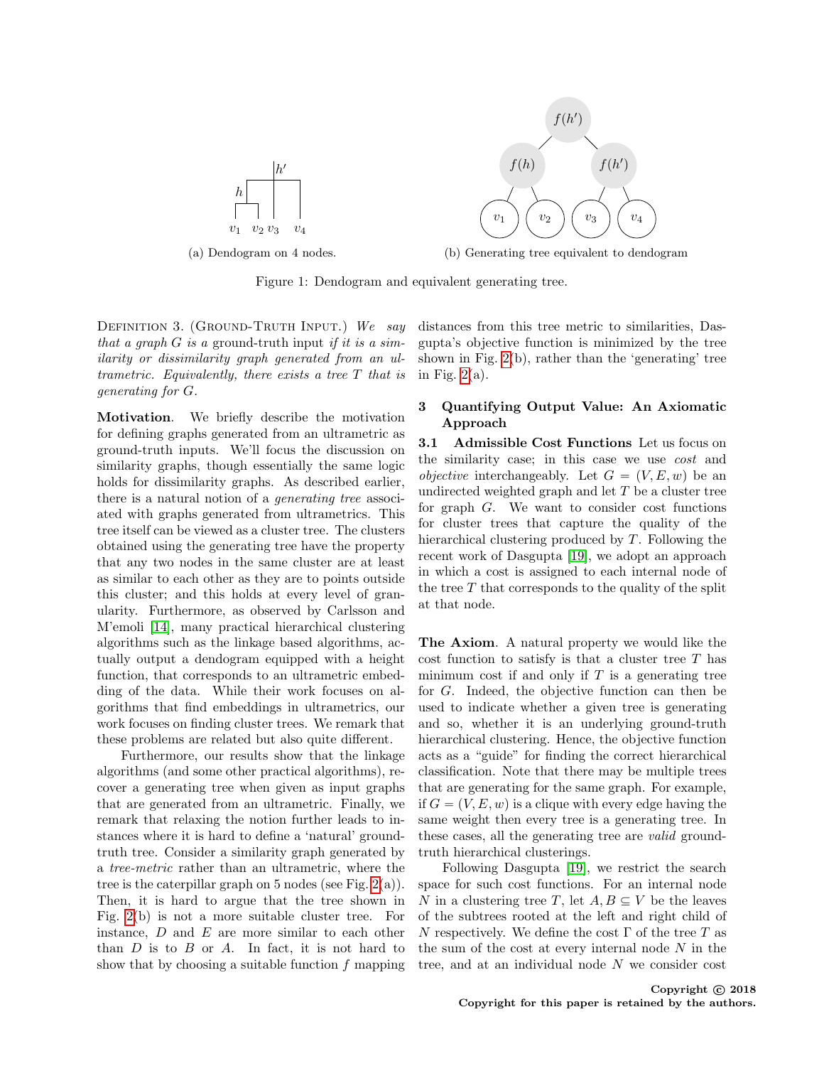$h'$

$h$

$v_1$ $v_2$ $v_3$ $v_4$

(a) Dendogram on 4 nodes.

$f(h')$

$f(h)$ $f(h')$

$v_1$ $v_2$ $v_3$ $v_4$

(b) Generating tree equivalent to dendogram

Figure 1: Dendogram and equivalent generating tree.

Definition 3. (Ground-Truth Input.) *We say that a graph $G$ is a* ground-truth input *if it is a similarity or dissimilarity graph generated from an ultrametric. Equivalently, there exists a tree $T$ that is generating for $G$.*

**Motivation**. We briefly describe the motivation for defining graphs generated from an ultrametric as ground-truth inputs. We'll focus the discussion on similarity graphs, though essentially the same logic holds for dissimilarity graphs. As described earlier, there is a natural notion of a *generating tree* associated with graphs generated from ultrametrics. This tree itself can be viewed as a cluster tree. The clusters obtained using the generating tree have the property that any two nodes in the same cluster are at least as similar to each other as they are to points outside this cluster; and this holds at every level of granularity. Furthermore, as observed by Carlsson and M'emoli [14], many practical hierarchical clustering algorithms such as the linkage based algorithms, actually output a dendogram equipped with a height function, that corresponds to an ultrametric embedding of the data. While their work focuses on algorithms that find embeddings in ultrametrics, our work focuses on finding cluster trees. We remark that these problems are related but also quite different.

Furthermore, our results show that the linkage algorithms (and some other practical algorithms), recover a generating tree when given as input graphs that are generated from an ultrametric. Finally, we remark that relaxing the notion further leads to instances where it is hard to define a 'natural' ground-truth tree. Consider a similarity graph generated by a *tree-metric* rather than an ultrametric, where the tree is the caterpillar graph on 5 nodes (see Fig. 2(a)). Then, it is hard to argue that the tree shown in Fig. 2(b) is not a more suitable cluster tree. For instance, $D$ and $E$ are more similar to each other than $D$ is to $B$ or $A$. In fact, it is not hard to show that by choosing a suitable function $f$ mapping distances from this tree metric to similarities, Dasgupta's objective function is minimized by the tree shown in Fig. 2(b), rather than the 'generating' tree in Fig. 2(a).

## 3 Quantifying Output Value: An Axiomatic Approach

**3.1 Admissible Cost Functions** Let us focus on the similarity case; in this case we use *cost* and *objective* interchangeably. Let $G = (V, E, w)$ be an undirected weighted graph and let $T$ be a cluster tree for graph $G$. We want to consider cost functions for cluster trees that capture the quality of the hierarchical clustering produced by $T$. Following the recent work of Dasgupta [19], we adopt an approach in which a cost is assigned to each internal node of the tree $T$ that corresponds to the quality of the split at that node.

**The Axiom**. A natural property we would like the cost function to satisfy is that a cluster tree $T$ has minimum cost if and only if $T$ is a generating tree for $G$. Indeed, the objective function can then be used to indicate whether a given tree is generating and so, whether it is an underlying ground-truth hierarchical clustering. Hence, the objective function acts as a "guide" for finding the correct hierarchical classification. Note that there may be multiple trees that are generating for the same graph. For example, if $G = (V, E, w)$ is a clique with every edge having the same weight then every tree is a generating tree. In these cases, all the generating tree are *valid* ground-truth hierarchical clusterings.

Following Dasgupta [19], we restrict the search space for such cost functions. For an internal node $N$ in a clustering tree $T$, let $A, B \subseteq V$ be the leaves of the subtrees rooted at the left and right child of $N$ respectively. We define the cost $\Gamma$ of the tree $T$ as the sum of the cost at every internal node $N$ in the tree, and at an individual node $N$ we consider cost

**Copyright © 2018**
**Copyright for this paper is retained by the authors.**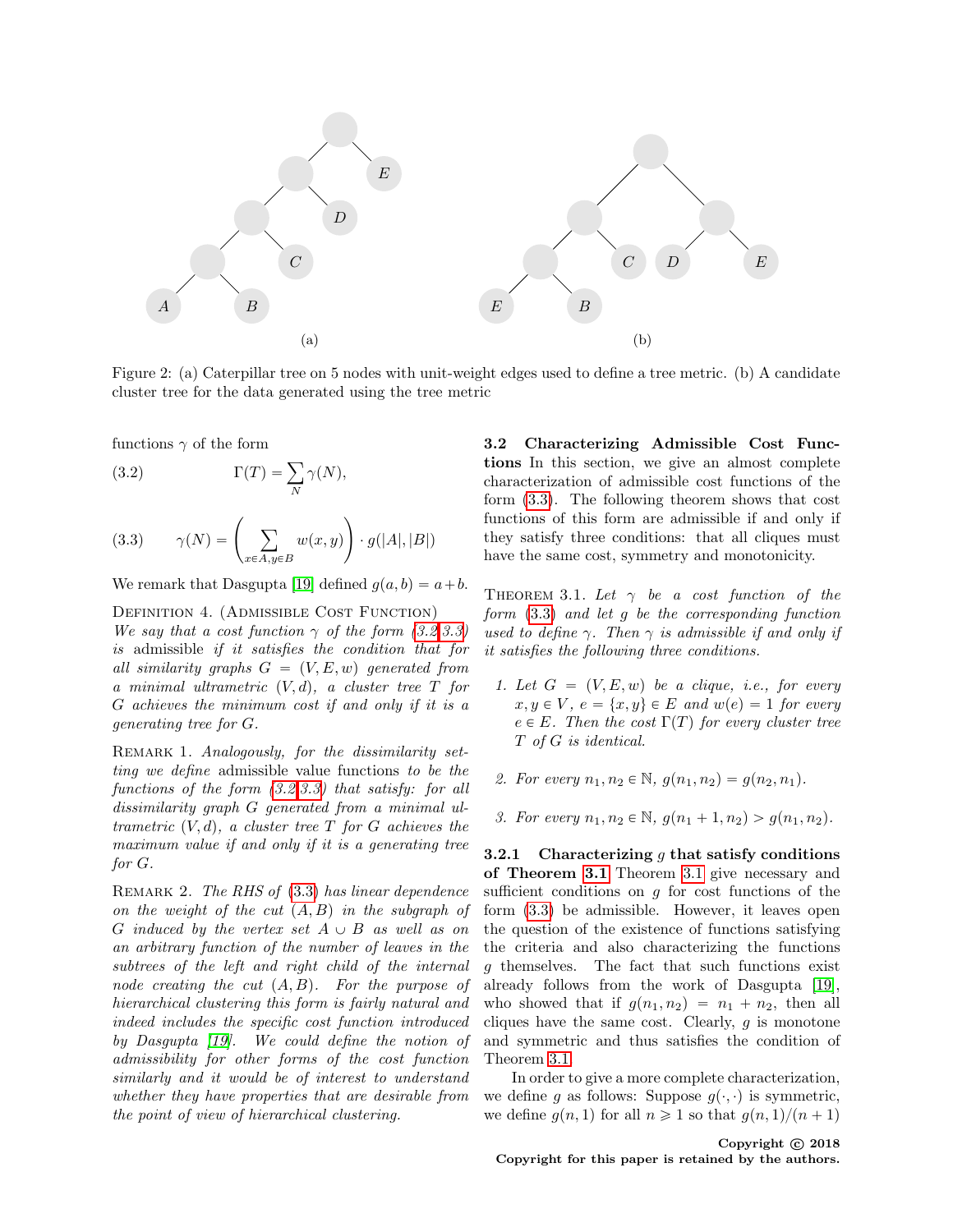Figure 2: (a) Caterpillar tree on 5 nodes with unit-weight edges used to define a tree metric. (b) A candidate cluster tree for the data generated using the tree metric

functions $\gamma$ of the form

$$\Gamma(T) = \sum_N \gamma(N), \tag{3.2}$$

$$\gamma(N) = \left( \sum_{x \in A, y \in B} w(x, y) \right) \cdot g(|A|, |B|) \tag{3.3}$$

We remark that Dasgupta [19] defined $g(a, b) = a + b$.

Definition 4. (Admissible Cost Function) *We say that a cost function $\gamma$ of the form (3.2,3.3) is* admissible *if it satisfies the condition that for all similarity graphs $G = (V, E, w)$ generated from a minimal ultrametric $(V, d)$, a cluster tree $T$ for $G$ achieves the minimum cost if and only if it is a generating tree for $G$.*

Remark 1. *Analogously, for the dissimilarity setting we define* admissible value functions *to be the functions of the form (3.2,3.3) that satisfy: for all dissimilarity graph $G$ generated from a minimal ultrametric $(V, d)$, a cluster tree $T$ for $G$ achieves the maximum value if and only if it is a generating tree for $G$.*

Remark 2. *The RHS of (3.3) has linear dependence on the weight of the cut $(A, B)$ in the subgraph of $G$ induced by the vertex set $A \cup B$ as well as on an arbitrary function of the number of leaves in the subtrees of the left and right child of the internal node creating the cut $(A, B)$. For the purpose of hierarchical clustering this form is fairly natural and indeed includes the specific cost function introduced by Dasgupta [19]. We could define the notion of admissibility for other forms of the cost function similarly and it would be of interest to understand whether they have properties that are desirable from the point of view of hierarchical clustering.*

### 3.2 Characterizing Admissible Cost Functions

In this section, we give an almost complete characterization of admissible cost functions of the form (3.3). The following theorem shows that cost functions of this form are admissible if and only if they satisfy three conditions: that all cliques must have the same cost, symmetry and monotonicity.

Theorem 3.1. *Let $\gamma$ be a cost function of the form (3.3) and let $g$ be the corresponding function used to define $\gamma$. Then $\gamma$ is admissible if and only if it satisfies the following three conditions.*

1. *Let $G = (V, E, w)$ be a clique, i.e., for every $x, y \in V$, $e = \{x, y\} \in E$ and $w(e) = 1$ for every $e \in E$. Then the cost $\Gamma(T)$ for every cluster tree $T$ of $G$ is identical.*
2. *For every $n_1, n_2 \in \mathbb{N}$, $g(n_1, n_2) = g(n_2, n_1)$.*
3. *For every $n_1, n_2 \in \mathbb{N}$, $g(n_1 + 1, n_2) > g(n_1, n_2)$.*

#### 3.2.1 Characterizing $g$ that satisfy conditions of Theorem 3.1

Theorem 3.1 give necessary and sufficient conditions on $g$ for cost functions of the form (3.3) be admissible. However, it leaves open the question of the existence of functions satisfying the criteria and also characterizing the functions $g$ themselves. The fact that such functions exist already follows from the work of Dasgupta [19], who showed that if $g(n_1, n_2) = n_1 + n_2$, then all cliques have the same cost. Clearly, $g$ is monotone and symmetric and thus satisfies the condition of Theorem 3.1.

In order to give a more complete characterization, we define $g$ as follows: Suppose $g(\cdot, \cdot)$ is symmetric, we define $g(n, 1)$ for all $n \geqslant 1$ so that $g(n, 1)/(n + 1)$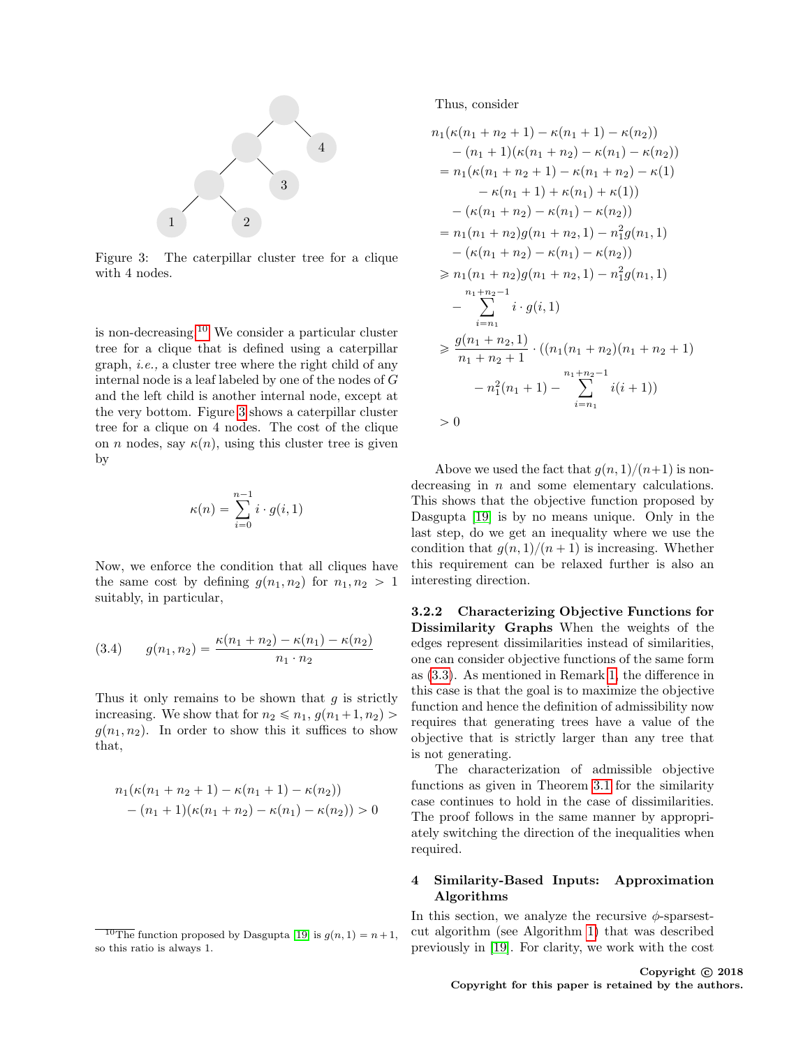Figure 3: The caterpillar cluster tree for a clique with 4 nodes.

is non-decreasing.[10] We consider a particular cluster tree for a clique that is defined using a caterpillar graph, *i.e.,* a cluster tree where the right child of any internal node is a leaf labeled by one of the nodes of $G$ and the left child is another internal node, except at the very bottom. Figure 3 shows a caterpillar cluster tree for a clique on 4 nodes. The cost of the clique on $n$ nodes, say $\kappa(n)$, using this cluster tree is given by

$$\kappa(n) = \sum_{i=0}^{n-1} i \cdot g(i, 1)$$

Now, we enforce the condition that all cliques have the same cost by defining $g(n_1, n_2)$ for $n_1, n_2 > 1$ suitably, in particular,

$$g(n_1, n_2) = \frac{\kappa(n_1 + n_2) - \kappa(n_1) - \kappa(n_2)}{n_1 \cdot n_2} \tag{3.4}$$

Thus it only remains to be shown that $g$ is strictly increasing. We show that for $n_2 \leqslant n_1$, $g(n_1+1, n_2) > g(n_1, n_2)$. In order to show this it suffices to show that,

$$\begin{aligned}
&n_1(\kappa(n_1 + n_2 + 1) - \kappa(n_1 + 1) - \kappa(n_2)) \\
&\quad - (n_1 + 1)(\kappa(n_1 + n_2) - \kappa(n_1) - \kappa(n_2)) > 0
\end{aligned}$$

Thus, consider

$$\begin{aligned}
&n_1(\kappa(n_1 + n_2 + 1) - \kappa(n_1 + 1) - \kappa(n_2)) \\
&\quad - (n_1 + 1)(\kappa(n_1 + n_2) - \kappa(n_1) - \kappa(n_2)) \\
&= n_1(\kappa(n_1 + n_2 + 1) - \kappa(n_1 + n_2) - \kappa(1) \\
&\qquad - \kappa(n_1 + 1) + \kappa(n_1) + \kappa(1)) \\
&\quad - (\kappa(n_1 + n_2) - \kappa(n_1) - \kappa(n_2)) \\
&= n_1(n_1 + n_2)g(n_1 + n_2, 1) - n_1^2 g(n_1, 1) \\
&\quad - (\kappa(n_1 + n_2) - \kappa(n_1) - \kappa(n_2)) \\
&\geqslant n_1(n_1 + n_2)g(n_1 + n_2, 1) - n_1^2 g(n_1, 1) \\
&\quad - \sum_{i=n_1}^{n_1+n_2-1} i \cdot g(i, 1) \\
&\geqslant \frac{g(n_1 + n_2, 1)}{n_1 + n_2 + 1} \cdot ((n_1(n_1 + n_2)(n_1 + n_2 + 1) \\
&\qquad - n_1^2(n_1 + 1) - \sum_{i=n_1}^{n_1+n_2-1} i(i + 1)) \\
&> 0
\end{aligned}$$

Above we used the fact that $g(n, 1)/(n+1)$ is non-decreasing in $n$ and some elementary calculations. This shows that the objective function proposed by Dasgupta [19] is by no means unique. Only in the last step, do we get an inequality where we use the condition that $g(n, 1)/(n + 1)$ is increasing. Whether this requirement can be relaxed further is also an interesting direction.

#### 3.2.2 Characterizing Objective Functions for Dissimilarity Graphs

When the weights of the edges represent dissimilarities instead of similarities, one can consider objective functions of the same form as (3.3). As mentioned in Remark 1, the difference in this case is that the goal is to maximize the objective function and hence the definition of admissibility now requires that generating trees have a value of the objective that is strictly larger than any tree that is not generating.

The characterization of admissible objective functions as given in Theorem 3.1 for the similarity case continues to hold in the case of dissimilarities. The proof follows in the same manner by appropriately switching the direction of the inequalities when required.

## 4 Similarity-Based Inputs: Approximation Algorithms

In this section, we analyze the recursive $\phi$-sparsest-cut algorithm (see Algorithm 1) that was described previously in [19]. For clarity, we work with the cost

[10] The function proposed by Dasgupta [19] is $g(n, 1) = n + 1$, so this ratio is always 1.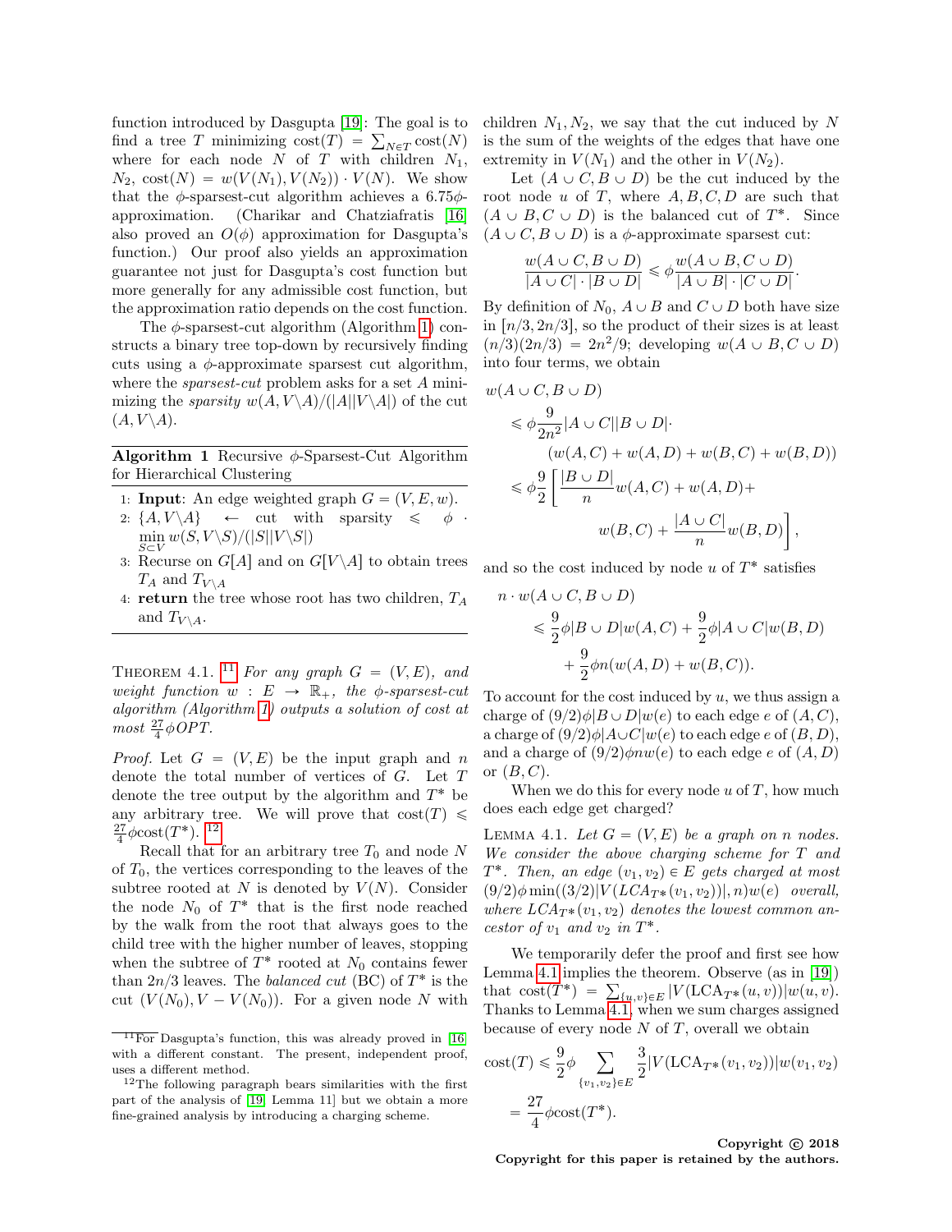function introduced by Dasgupta [19]: The goal is to find a tree $T$ minimizing $\text{cost}(T) = \sum_{N \in T} \text{cost}(N)$ where for each node $N$ of $T$ with children $N_1$, $N_2$, $\text{cost}(N) = w(V(N_1), V(N_2)) \cdot V(N)$. We show that the $\phi$-sparsest-cut algorithm achieves a $6.75\phi$-approximation. (Charikar and Chatziafratis [16] also proved an $O(\phi)$ approximation for Dasgupta's function.) Our proof also yields an approximation guarantee not just for Dasgupta's cost function but more generally for any admissible cost function, but the approximation ratio depends on the cost function.

The $\phi$-sparsest-cut algorithm (Algorithm 1) constructs a binary tree top-down by recursively finding cuts using a $\phi$-approximate sparsest cut algorithm, where the *sparsest-cut* problem asks for a set $A$ minimizing the *sparsity* $w(A, V\backslash A)/(|A||V\backslash A|)$ of the cut $(A, V\backslash A)$.

---

**Algorithm 1** Recursive $\phi$-Sparsest-Cut Algorithm for Hierarchical Clustering

---

1: **Input**: An edge weighted graph $G = (V, E, w)$.
2: $\{A, V\backslash A\} \leftarrow$ cut with sparsity $\leqslant \phi \cdot \min_{S \subset V} w(S, V\backslash S)/(|S||V\backslash S|)$
3: Recurse on $G[A]$ and on $G[V\backslash A]$ to obtain trees $T_A$ and $T_{V\backslash A}$
4: **return** the tree whose root has two children, $T_A$ and $T_{V\backslash A}$.

---

THEOREM 4.1. [11] *For any graph $G = (V, E)$, and weight function $w : E \to \mathbb{R}_+$, the $\phi$-sparsest-cut algorithm (Algorithm 1) outputs a solution of cost at most $\frac{27}{4}\phi OPT$.*

*Proof.* Let $G = (V, E)$ be the input graph and $n$ denote the total number of vertices of $G$. Let $T$ denote the tree output by the algorithm and $T^*$ be any arbitrary tree. We will prove that $\text{cost}(T) \leqslant \frac{27}{4}\phi\text{cost}(T^*)$. [12]

Recall that for an arbitrary tree $T_0$ and node $N$ of $T_0$, the vertices corresponding to the leaves of the subtree rooted at $N$ is denoted by $V(N)$. Consider the node $N_0$ of $T^*$ that is the first node reached by the walk from the root that always goes to the child tree with the higher number of leaves, stopping when the subtree of $T^*$ rooted at $N_0$ contains fewer than $2n/3$ leaves. The *balanced cut* (BC) of $T^*$ is the cut $(V(N_0), V - V(N_0))$. For a given node $N$ with children $N_1, N_2$, we say that the cut induced by $N$ is the sum of the weights of the edges that have one extremity in $V(N_1)$ and the other in $V(N_2)$.

Let $(A \cup C, B \cup D)$ be the cut induced by the root node $u$ of $T$, where $A, B, C, D$ are such that $(A \cup B, C \cup D)$ is the balanced cut of $T^*$. Since $(A \cup C, B \cup D)$ is a $\phi$-approximate sparsest cut:

$$\frac{w(A \cup C, B \cup D)}{|A \cup C| \cdot |B \cup D|} \leqslant \phi \frac{w(A \cup B, C \cup D)}{|A \cup B| \cdot |C \cup D|}.$$

By definition of $N_0$, $A \cup B$ and $C \cup D$ both have size in $[n/3, 2n/3]$, so the product of their sizes is at least $(n/3)(2n/3) = 2n^2/9$; developing $w(A \cup B, C \cup D)$ into four terms, we obtain

$$\begin{aligned}
&w(A \cup C, B \cup D) \\
&\leqslant \phi \frac{9}{2n^2}|A \cup C||B \cup D| \cdot \\
&\qquad (w(A, C) + w(A, D) + w(B, C) + w(B, D)) \\
&\leqslant \phi \frac{9}{2}\left[\frac{|B \cup D|}{n} w(A, C) + w(A, D) + \right. \\
&\qquad \left. w(B, C) + \frac{|A \cup C|}{n} w(B, D)\right],
\end{aligned}$$

and so the cost induced by node $u$ of $T^*$ satisfies

$$\begin{aligned}
&n \cdot w(A \cup C, B \cup D) \\
&\qquad \leqslant \frac{9}{2}\phi|B \cup D|w(A, C) + \frac{9}{2}\phi|A \cup C|w(B, D) \\
&\qquad\quad + \frac{9}{2}\phi n(w(A, D) + w(B, C)).
\end{aligned}$$

To account for the cost induced by $u$, we thus assign a charge of $(9/2)\phi|B \cup D|w(e)$ to each edge $e$ of $(A, C)$, a charge of $(9/2)\phi|A \cup C|w(e)$ to each edge $e$ of $(B, D)$, and a charge of $(9/2)\phi n w(e)$ to each edge $e$ of $(A, D)$ or $(B, C)$.

When we do this for every node $u$ of $T$, how much does each edge get charged?

LEMMA 4.1. *Let $G = (V, E)$ be a graph on $n$ nodes. We consider the above charging scheme for $T$ and $T^*$. Then, an edge $(v_1, v_2) \in E$ gets charged at most $(9/2)\phi \min((3/2)|V(LCA_{T^*}(v_1, v_2))|, n)w(e)$ overall, where $LCA_{T^*}(v_1, v_2)$ denotes the lowest common ancestor of $v_1$ and $v_2$ in $T^*$.*

We temporarily defer the proof and first see how Lemma 4.1 implies the theorem. Observe (as in [19]) that $\text{cost}(T^*) = \sum_{\{u,v\} \in E} |V(\text{LCA}_{T^*}(u, v))|w(u, v)$. Thanks to Lemma 4.1, when we sum charges assigned because of every node $N$ of $T$, overall we obtain

$$\begin{aligned}
\text{cost}(T) &\leqslant \frac{9}{2}\phi \sum_{\{v_1,v_2\} \in E} \frac{3}{2}|V(\text{LCA}_{T^*}(v_1, v_2))|w(v_1, v_2) \\
&= \frac{27}{4}\phi\text{cost}(T^*).
\end{aligned}$$

---

[11] For Dasgupta's function, this was already proved in [16] with a different constant. The present, independent proof, uses a different method.

[12] The following paragraph bears similarities with the first part of the analysis of [19, Lemma 11] but we obtain a more fine-grained analysis by introducing a charging scheme.

**Copyright © 2018**
**Copyright for this paper is retained by the authors.**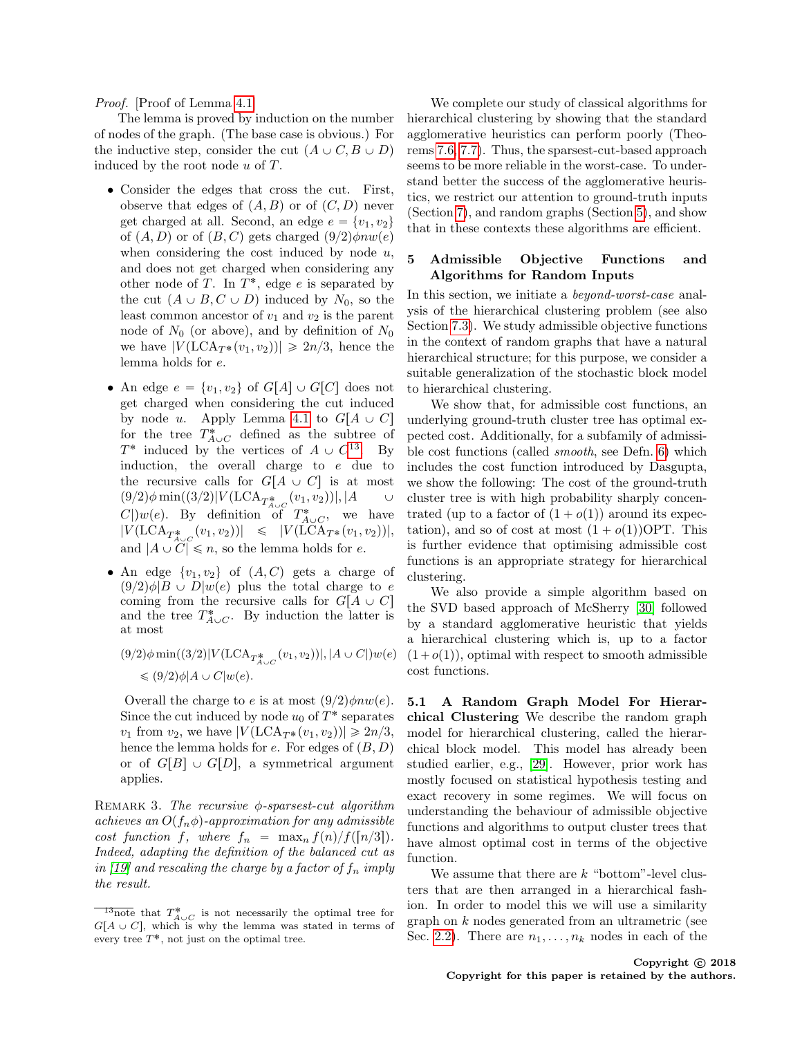*Proof.* [Proof of Lemma 4.1]

The lemma is proved by induction on the number of nodes of the graph. (The base case is obvious.) For the inductive step, consider the cut $(A \cup C, B \cup D)$ induced by the root node $u$ of $T$.

- Consider the edges that cross the cut. First, observe that edges of $(A, B)$ or of $(C, D)$ never get charged at all. Second, an edge $e = \{v_1, v_2\}$ of $(A, D)$ or of $(B, C)$ gets charged $(9/2)\phi n w(e)$ when considering the cost induced by node $u$, and does not get charged when considering any other node of $T$. In $T^*$, edge $e$ is separated by the cut $(A \cup B, C \cup D)$ induced by $N_0$, so the least common ancestor of $v_1$ and $v_2$ is the parent node of $N_0$ (or above), and by definition of $N_0$ we have $|V(\text{LCA}_{T*}(v_1, v_2))| \geqslant 2n/3$, hence the lemma holds for $e$.
- An edge $e = \{v_1, v_2\}$ of $G[A] \cup G[C]$ does not get charged when considering the cut induced by node $u$. Apply Lemma 4.1 to $G[A \cup C]$ for the tree $T^*_{A \cup C}$ defined as the subtree of $T^*$ induced by the vertices of $A \cup C$[13]. By induction, the overall charge to $e$ due to the recursive calls for $G[A \cup C]$ is at most $(9/2)\phi \min((3/2)|V(\text{LCA}_{T^*_{A \cup C}}(v_1, v_2))|, |A \cup C|)w(e)$. By definition of $T^*_{A \cup C}$, we have $|V(\text{LCA}_{T^*_{A \cup C}}(v_1, v_2))| \leqslant |V(\text{LCA}_{T*}(v_1, v_2))|$, and $|A \cup C| \leqslant n$, so the lemma holds for $e$.
- An edge $\{v_1, v_2\}$ of $(A, C)$ gets a charge of $(9/2)\phi|B \cup D|w(e)$ plus the total charge to $e$ coming from the recursive calls for $G[A \cup C]$ and the tree $T^*_{A \cup C}$. By induction the latter is at most

$$(9/2)\phi \min((3/2)|V(\text{LCA}_{T^*_{A \cup C}}(v_1, v_2))|, |A \cup C|)w(e) \leqslant (9/2)\phi|A \cup C|w(e).$$

Overall the charge to $e$ is at most $(9/2)\phi n w(e)$. Since the cut induced by node $u_0$ of $T^*$ separates $v_1$ from $v_2$, we have $|V(\text{LCA}_{T*}(v_1, v_2))| \geqslant 2n/3$, hence the lemma holds for $e$. For edges of $(B, D)$ or of $G[B] \cup G[D]$, a symmetrical argument applies.

REMARK 3. *The recursive $\phi$-sparsest-cut algorithm achieves an $O(f_n \phi)$-approximation for any admissible cost function $f$, where $f_n = \max_n f(n)/f(\lceil n/3 \rceil)$. Indeed, adapting the definition of the balanced cut as in [19] and rescaling the charge by a factor of $f_n$ imply the result.*

[13] note that $T^*_{A \cup C}$ is not necessarily the optimal tree for $G[A \cup C]$, which is why the lemma was stated in terms of every tree $T^*$, not just on the optimal tree.

We complete our study of classical algorithms for hierarchical clustering by showing that the standard agglomerative heuristics can perform poorly (Theorems 7.6, 7.7). Thus, the sparsest-cut-based approach seems to be more reliable in the worst-case. To understand better the success of the agglomerative heuristics, we restrict our attention to ground-truth inputs (Section 7), and random graphs (Section 5), and show that in these contexts these algorithms are efficient.

## 5 Admissible Objective Functions and Algorithms for Random Inputs

In this section, we initiate a *beyond-worst-case* analysis of the hierarchical clustering problem (see also Section 7.3). We study admissible objective functions in the context of random graphs that have a natural hierarchical structure; for this purpose, we consider a suitable generalization of the stochastic block model to hierarchical clustering.

We show that, for admissible cost functions, an underlying ground-truth cluster tree has optimal expected cost. Additionally, for a subfamily of admissible cost functions (called *smooth*, see Defn. 6) which includes the cost function introduced by Dasgupta, we show the following: The cost of the ground-truth cluster tree is with high probability sharply concentrated (up to a factor of $(1 + o(1))$ around its expectation), and so of cost at most $(1 + o(1))\text{OPT}$. This is further evidence that optimising admissible cost functions is an appropriate strategy for hierarchical clustering.

We also provide a simple algorithm based on the SVD based approach of McSherry [30] followed by a standard agglomerative heuristic that yields a hierarchical clustering which is, up to a factor $(1 + o(1))$, optimal with respect to smooth admissible cost functions.

### 5.1 A Random Graph Model For Hierarchical Clustering

We describe the random graph model for hierarchical clustering, called the hierarchical block model. This model has already been studied earlier, e.g., [29]. However, prior work has mostly focused on statistical hypothesis testing and exact recovery in some regimes. We will focus on understanding the behaviour of admissible objective functions and algorithms to output cluster trees that have almost optimal cost in terms of the objective function.

We assume that there are $k$ "bottom"-level clusters that are then arranged in a hierarchical fashion. In order to model this we will use a similarity graph on $k$ nodes generated from an ultrametric (see Sec. 2.2). There are $n_1, \ldots, n_k$ nodes in each of the

**Copyright © 2018**
**Copyright for this paper is retained by the authors.**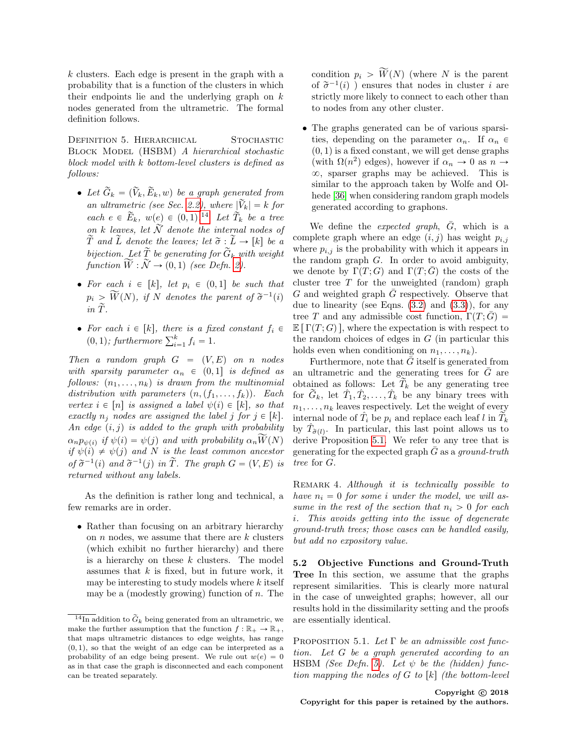$k$ clusters. Each edge is present in the graph with a probability that is a function of the clusters in which their endpoints lie and the underlying graph on $k$ nodes generated from the ultrametric. The formal definition follows.

Definition 5. Hierarchical Stochastic Block Model (HSBM) *A hierarchical stochastic block model with $k$ bottom-level clusters is defined as follows:*

- *Let $\widetilde{G}_k = (\widetilde{V}_k, \widetilde{E}_k, w)$ be a graph generated from an ultrametric (see Sec. 2.2), where $|\widetilde{V}_k| = k$ for each $e \in \widetilde{E}_k$, $w(e) \in (0, 1)$.*[14] *Let $\widetilde{T}_k$ be a tree on $k$ leaves, let $\widetilde{\mathcal{N}}$ denote the internal nodes of $\widetilde{T}$ and $\widetilde{L}$ denote the leaves; let $\widetilde{\sigma} : \widetilde{L} \to [k]$ be a bijection. Let $\widetilde{T}$ be generating for $\widetilde{G}_k$ with weight function $\widetilde{W} : \widetilde{\mathcal{N}} \to (0, 1)$ (see Defn. 2).*
- *For each $i \in [k]$, let $p_i \in (0, 1]$ be such that $p_i > \widetilde{W}(N)$, if $N$ denotes the parent of $\widetilde{\sigma}^{-1}(i)$ in $\widetilde{T}$.*
- *For each $i \in [k]$, there is a fixed constant $f_i \in (0, 1)$; furthermore $\sum_{i=1}^{k} f_i = 1$.*

*Then a random graph $G = (V, E)$ on $n$ nodes with sparsity parameter $\alpha_n \in (0, 1]$ is defined as follows: $(n_1, \ldots, n_k)$ is drawn from the multinomial distribution with parameters $(n, (f_1, \ldots, f_k))$. Each vertex $i \in [n]$ is assigned a label $\psi(i) \in [k]$, so that exactly $n_j$ nodes are assigned the label $j$ for $j \in [k]$. An edge $(i, j)$ is added to the graph with probability $\alpha_n p_{\psi(i)}$ if $\psi(i) = \psi(j)$ and with probability $\alpha_n \widetilde{W}(N)$ if $\psi(i) \neq \psi(j)$ and $N$ is the least common ancestor of $\widetilde{\sigma}^{-1}(i)$ and $\widetilde{\sigma}^{-1}(j)$ in $\widetilde{T}$. The graph $G = (V, E)$ is returned without any labels.*

As the definition is rather long and technical, a few remarks are in order.

- Rather than focusing on an arbitrary hierarchy on $n$ nodes, we assume that there are $k$ clusters (which exhibit no further hierarchy) and there is a hierarchy on these $k$ clusters. The model assumes that $k$ is fixed, but in future work, it may be interesting to study models where $k$ itself may be a (modestly growing) function of $n$. The condition $p_i > \widetilde{W}(N)$ (where $N$ is the parent of $\widetilde{\sigma}^{-1}(i)$ ) ensures that nodes in cluster $i$ are strictly more likely to connect to each other than to nodes from any other cluster.
- The graphs generated can be of various sparsities, depending on the parameter $\alpha_n$. If $\alpha_n \in (0, 1)$ is a fixed constant, we will get dense graphs (with $\Omega(n^2)$ edges), however if $\alpha_n \to 0$ as $n \to \infty$, sparser graphs may be achieved. This is similar to the approach taken by Wolfe and Olhede [36] when considering random graph models generated according to graphons.

We define the *expected graph*, $\bar{G}$, which is a complete graph where an edge $(i, j)$ has weight $p_{i,j}$ where $p_{i,j}$ is the probability with which it appears in the random graph $G$. In order to avoid ambiguity, we denote by $\Gamma(T; G)$ and $\Gamma(T; \bar{G})$ the costs of the cluster tree $T$ for the unweighted (random) graph $G$ and weighted graph $\bar{G}$ respectively. Observe that due to linearity (see Eqns. (3.2) and (3.3)), for any tree $T$ and any admissible cost function, $\Gamma(T; \bar{G}) = \mathbb{E}[\,\Gamma(T; G)\,]$, where the expectation is with respect to the random choices of edges in $G$ (in particular this holds even when conditioning on $n_1, \ldots, n_k$).

Furthermore, note that $\bar{G}$ itself is generated from an ultrametric and the generating trees for $\bar{G}$ are obtained as follows: Let $\widetilde{T}_k$ be any generating tree for $\widetilde{G}_k$, let $\hat{T}_1, \hat{T}_2, \ldots, \hat{T}_k$ be any binary trees with $n_1, \ldots, n_k$ leaves respectively. Let the weight of every internal node of $\hat{T}_i$ be $p_i$ and replace each leaf $l$ in $\widetilde{T}_k$ by $\hat{T}_{\widetilde{\sigma}(l)}$. In particular, this last point allows us to derive Proposition 5.1. We refer to any tree that is generating for the expected graph $\bar{G}$ as a *ground-truth tree* for $G$.

Remark 4. *Although it is technically possible to have $n_i = 0$ for some $i$ under the model, we will assume in the rest of the section that $n_i > 0$ for each $i$. This avoids getting into the issue of degenerate ground-truth trees; those cases can be handled easily, but add no expository value.*

**5.2 Objective Functions and Ground-Truth Tree** In this section, we assume that the graphs represent similarities. This is clearly more natural in the case of unweighted graphs; however, all our results hold in the dissimilarity setting and the proofs are essentially identical.

Proposition 5.1. *Let $\Gamma$ be an admissible cost function. Let $G$ be a graph generated according to an HSBM (See Defn. 5). Let $\psi$ be the (hidden) function mapping the nodes of $G$ to $[k]$ (the bottom-level*

[14] In addition to $\widetilde{G}_k$ being generated from an ultrametric, we make the further assumption that the function $f : \mathbb{R}_+ \to \mathbb{R}_+$, that maps ultrametric distances to edge weights, has range $(0, 1)$, so that the weight of an edge can be interpreted as a probability of an edge being present. We rule out $w(e) = 0$ as in that case the graph is disconnected and each component can be treated separately.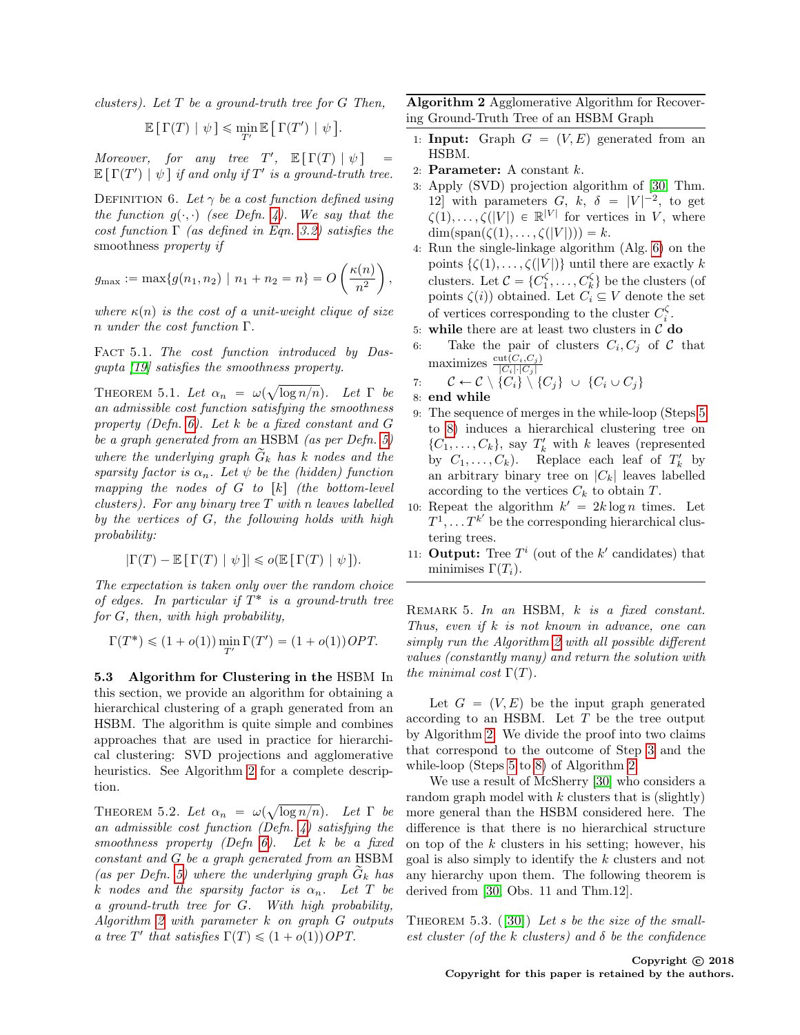*clusters). Let $T$ be a ground-truth tree for $G$ Then,*

$$\mathbb{E}\left[\Gamma(T) \mid \psi\right] \leqslant \min_{T'} \mathbb{E}\left[\Gamma(T') \mid \psi\right].$$

*Moreover, for any tree $T'$, $\mathbb{E}\left[\Gamma(T) \mid \psi\right] = \mathbb{E}\left[\Gamma(T') \mid \psi\right]$ if and only if $T'$ is a ground-truth tree.*

Definition 6. *Let $\gamma$ be a cost function defined using the function $g(\cdot,\cdot)$ (see Defn. 4). We say that the cost function $\Gamma$ (as defined in Eqn. 3.2) satisfies the* smoothness *property if*

$$g_{\max} := \max\{g(n_1, n_2) \mid n_1 + n_2 = n\} = O\left(\frac{\kappa(n)}{n^2}\right),$$

*where $\kappa(n)$ is the cost of a unit-weight clique of size $n$ under the cost function $\Gamma$.*

Fact 5.1. *The cost function introduced by Dasgupta [19] satisfies the smoothness property.*

Theorem 5.1. *Let $\alpha_n = \omega(\sqrt{\log n / n})$. Let $\Gamma$ be an admissible cost function satisfying the smoothness property (Defn. 6). Let $k$ be a fixed constant and $G$ be a graph generated from an* HSBM *(as per Defn. 5) where the underlying graph $\widetilde{G}_k$ has $k$ nodes and the sparsity factor is $\alpha_n$. Let $\psi$ be the (hidden) function mapping the nodes of $G$ to $[k]$ (the bottom-level clusters). For any binary tree $T$ with $n$ leaves labelled by the vertices of $G$, the following holds with high probability:*

$$|\Gamma(T) - \mathbb{E}\left[\Gamma(T) \mid \psi\right]| \leqslant o(\mathbb{E}\left[\Gamma(T) \mid \psi\right]).$$

*The expectation is taken only over the random choice of edges. In particular if $T^*$ is a ground-truth tree for $G$, then, with high probability,*

$$\Gamma(T^*) \leqslant (1 + o(1)) \min_{T'} \Gamma(T') = (1 + o(1))OPT.$$

**5.3 Algorithm for Clustering in the** HSBM In this section, we provide an algorithm for obtaining a hierarchical clustering of a graph generated from an HSBM. The algorithm is quite simple and combines approaches that are used in practice for hierarchical clustering: SVD projections and agglomerative heuristics. See Algorithm 2 for a complete description.

Theorem 5.2. *Let $\alpha_n = \omega(\sqrt{\log n / n})$. Let $\Gamma$ be an admissible cost function (Defn. 4) satisfying the smoothness property (Defn 6). Let $k$ be a fixed constant and $G$ be a graph generated from an* HSBM *(as per Defn. 5) where the underlying graph $\widetilde{G}_k$ has $k$ nodes and the sparsity factor is $\alpha_n$. Let $T$ be a ground-truth tree for $G$. With high probability, Algorithm 2 with parameter $k$ on graph $G$ outputs a tree $T'$ that satisfies $\Gamma(T) \leqslant (1 + o(1))OPT$.*

---

**Algorithm 2** Agglomerative Algorithm for Recovering Ground-Truth Tree of an HSBM Graph

1. **Input:** Graph $G = (V, E)$ generated from an HSBM.
2. **Parameter:** A constant $k$.
3. Apply (SVD) projection algorithm of [30, Thm. 12] with parameters $G$, $k$, $\delta = |V|^{-2}$, to get $\zeta(1), \ldots, \zeta(|V|) \in \mathbb{R}^{|V|}$ for vertices in $V$, where $\dim(\mathrm{span}(\zeta(1), \ldots, \zeta(|V|))) = k$.
4. Run the single-linkage algorithm (Alg. 6) on the points $\{\zeta(1), \ldots, \zeta(|V|)\}$ until there are exactly $k$ clusters. Let $\mathcal{C} = \{C_1^\zeta, \ldots, C_k^\zeta\}$ be the clusters (of points $\zeta(i)$) obtained. Let $C_i \subseteq V$ denote the set of vertices corresponding to the cluster $C_i^\zeta$.
5. **while** there are at least two clusters in $\mathcal{C}$ **do**
6. Take the pair of clusters $C_i, C_j$ of $\mathcal{C}$ that maximizes $\frac{\mathrm{cut}(C_i, C_j)}{|C_i| \cdot |C_j|}$
7. $\mathcal{C} \leftarrow \mathcal{C} \setminus \{C_i\} \setminus \{C_j\} \ \cup \ \{C_i \cup C_j\}$
8. **end while**
9. The sequence of merges in the while-loop (Steps 5 to 8) induces a hierarchical clustering tree on $\{C_1, \ldots, C_k\}$, say $T'_k$ with $k$ leaves (represented by $C_1, \ldots, C_k$). Replace each leaf of $T'_k$ by an arbitrary binary tree on $|C_k|$ leaves labelled according to the vertices $C_k$ to obtain $T$.
10. Repeat the algorithm $k' = 2k \log n$ times. Let $T^1, \ldots T^{k'}$ be the corresponding hierarchical clustering trees.
11. **Output:** Tree $T^i$ (out of the $k'$ candidates) that minimises $\Gamma(T_i)$.

---

Remark 5. *In an HSBM, $k$ is a fixed constant. Thus, even if $k$ is not known in advance, one can simply run the Algorithm 2 with all possible different values (constantly many) and return the solution with the minimal cost $\Gamma(T)$.*

Let $G = (V, E)$ be the input graph generated according to an HSBM. Let $T$ be the tree output by Algorithm 2. We divide the proof into two claims that correspond to the outcome of Step 3 and the while-loop (Steps 5 to 8) of Algorithm 2.

We use a result of McSherry [30] who considers a random graph model with $k$ clusters that is (slightly) more general than the HSBM considered here. The difference is that there is no hierarchical structure on top of the $k$ clusters in his setting; however, his goal is also simply to identify the $k$ clusters and not any hierarchy upon them. The following theorem is derived from [30, Obs. 11 and Thm.12].

Theorem 5.3. ([30]) *Let $s$ be the size of the smallest cluster (of the $k$ clusters) and $\delta$ be the confidence*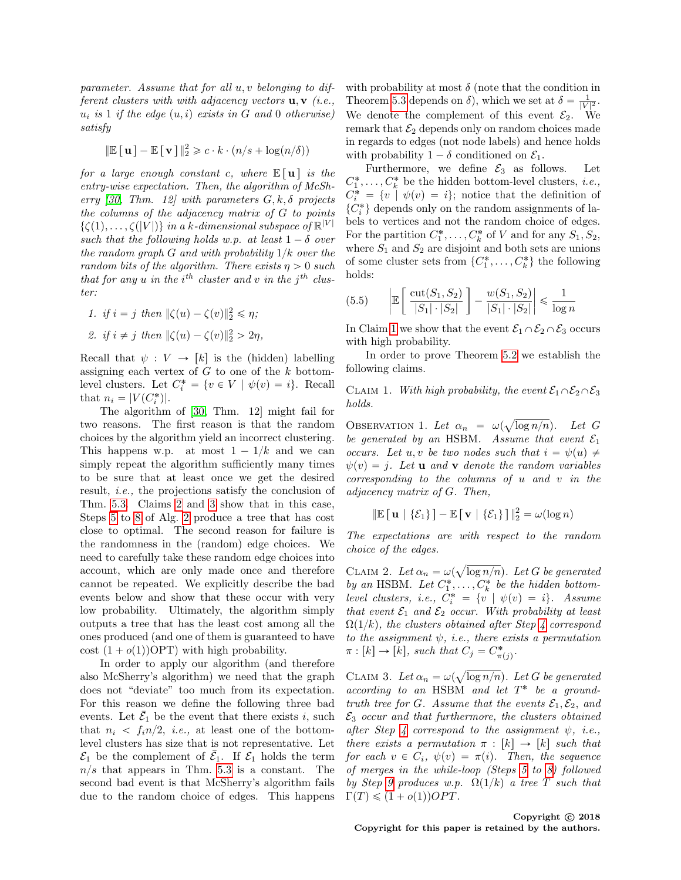*parameter. Assume that for all $u, v$ belonging to different clusters with with adjacency vectors $\mathbf{u}, \mathbf{v}$ (i.e., $u_i$ is 1 if the edge $(u, i)$ exists in $G$ and 0 otherwise) satisfy*

$$\|\mathbb{E}[\mathbf{u}] - \mathbb{E}[\mathbf{v}]\|_2^2 \geqslant c \cdot k \cdot (n/s + \log(n/\delta))$$

*for a large enough constant $c$, where $\mathbb{E}[\mathbf{u}]$ is the entry-wise expectation. Then, the algorithm of McSherry [30, Thm. 12] with parameters $G, k, \delta$ projects the columns of the adjacency matrix of $G$ to points $\{\zeta(1), \ldots, \zeta(|V|)\}$ in a $k$-dimensional subspace of $\mathbb{R}^{|V|}$ such that the following holds w.p. at least $1 - \delta$ over the random graph $G$ and with probability $1/k$ over the random bits of the algorithm. There exists $\eta > 0$ such that for any $u$ in the $i^{th}$ cluster and $v$ in the $j^{th}$ cluster:*

1. *if $i = j$ then $\|\zeta(u) - \zeta(v)\|_2^2 \leqslant \eta$;*
2. *if $i \neq j$ then $\|\zeta(u) - \zeta(v)\|_2^2 > 2\eta$,*

Recall that $\psi : V \to [k]$ is the (hidden) labelling assigning each vertex of $G$ to one of the $k$ bottom-level clusters. Let $C_i^* = \{v \in V \mid \psi(v) = i\}$. Recall that $n_i = |V(C_i^*)|$.

The algorithm of [30, Thm. 12] might fail for two reasons. The first reason is that the random choices by the algorithm yield an incorrect clustering. This happens w.p. at most $1 - 1/k$ and we can simply repeat the algorithm sufficiently many times to be sure that at least once we get the desired result, *i.e.*, the projections satisfy the conclusion of Thm. 5.3. Claims 2 and 3 show that in this case, Steps 5 to 8 of Alg. 2 produce a tree that has cost close to optimal. The second reason for failure is the randomness in the (random) edge choices. We need to carefully take these random edge choices into account, which are only made once and therefore cannot be repeated. We explicitly describe the bad events below and show that these occur with very low probability. Ultimately, the algorithm simply outputs a tree that has the least cost among all the ones produced (and one of them is guaranteed to have cost $(1 + o(1))\mathrm{OPT}$) with high probability.

In order to apply our algorithm (and therefore also McSherry's algorithm) we need that the graph does not "deviate" too much from its expectation. For this reason we define the following three bad events. Let $\bar{\mathcal{E}}_1$ be the event that there exists $i$, such that $n_i < f_i n/2$, *i.e.*, at least one of the bottom-level clusters has size that is not representative. Let $\mathcal{E}_1$ be the complement of $\bar{\mathcal{E}}_1$. If $\mathcal{E}_1$ holds the term $n/s$ that appears in Thm. 5.3 is a constant. The second bad event is that McSherry's algorithm fails due to the random choice of edges. This happens with probability at most $\delta$ (note that the condition in Theorem 5.3 depends on $\delta$), which we set at $\delta = \frac{1}{|V|^2}$. We denote the complement of this event $\mathcal{E}_2$. We remark that $\mathcal{E}_2$ depends only on random choices made in regards to edges (not node labels) and hence holds with probability $1 - \delta$ conditioned on $\mathcal{E}_1$.

Furthermore, we define $\mathcal{E}_3$ as follows. Let $C_1^*, \ldots, C_k^*$ be the hidden bottom-level clusters, *i.e.*, $C_i^* = \{v \mid \psi(v) = i\}$; notice that the definition of $\{C_i^*\}$ depends only on the random assignments of labels to vertices and not the random choice of edges. For the partition $C_1^*, \ldots, C_k^*$ of $V$ and for any $S_1, S_2$, where $S_1$ and $S_2$ are disjoint and both sets are unions of some cluster sets from $\{C_1^*, \ldots, C_k^*\}$ the following holds:

$$\left|\mathbb{E}\left[\frac{\mathrm{cut}(S_1, S_2)}{|S_1| \cdot |S_2|}\right] - \frac{w(S_1, S_2)}{|S_1| \cdot |S_2|}\right| \leqslant \frac{1}{\log n} \tag{5.5}$$

In Claim 1 we show that the event $\mathcal{E}_1 \cap \mathcal{E}_2 \cap \mathcal{E}_3$ occurs with high probability.

In order to prove Theorem 5.2 we establish the following claims.

Claim 1. *With high probability, the event $\mathcal{E}_1 \cap \mathcal{E}_2 \cap \mathcal{E}_3$ holds.*

Observation 1. *Let $\alpha_n = \omega(\sqrt{\log n/n})$. Let $G$ be generated by an HSBM. Assume that event $\mathcal{E}_1$ occurs. Let $u, v$ be two nodes such that $i = \psi(u) \neq \psi(v) = j$. Let $\mathbf{u}$ and $\mathbf{v}$ denote the random variables corresponding to the columns of $u$ and $v$ in the adjacency matrix of $G$. Then,*

$$\|\mathbb{E}[\mathbf{u} \mid \{\mathcal{E}_1\}] - \mathbb{E}[\mathbf{v} \mid \{\mathcal{E}_1\}]\|_2^2 = \omega(\log n)$$

*The expectations are with respect to the random choice of the edges.*

Claim 2. *Let $\alpha_n = \omega(\sqrt{\log n/n})$. Let $G$ be generated by an HSBM. Let $C_1^*, \ldots, C_k^*$ be the hidden bottom-level clusters, i.e., $C_i^* = \{v \mid \psi(v) = i\}$. Assume that events $\mathcal{E}_1$ and $\mathcal{E}_2$ occur. With probability at least $\Omega(1/k)$, the clusters obtained after Step 4 correspond to the assignment $\psi$, i.e., there exists a permutation $\pi : [k] \to [k]$, such that $C_j = C_{\pi(j)}^*$.*

Claim 3. *Let $\alpha_n = \omega(\sqrt{\log n/n})$. Let $G$ be generated according to an HSBM and let $T^*$ be a ground-truth tree for $G$. Assume that the events $\mathcal{E}_1, \mathcal{E}_2$, and $\mathcal{E}_3$ occur and that furthermore, the clusters obtained after Step 4 correspond to the assignment $\psi$, i.e., there exists a permutation $\pi : [k] \to [k]$ such that for each $v \in C_i$, $\psi(v) = \pi(i)$. Then, the sequence of merges in the while-loop (Steps 5 to 8) followed by Step 9 produces w.p. $\Omega(1/k)$ a tree $T$ such that $\Gamma(T) \leqslant (1 + o(1))OPT$.*

**Copyright © 2018**
**Copyright for this paper is retained by the authors.**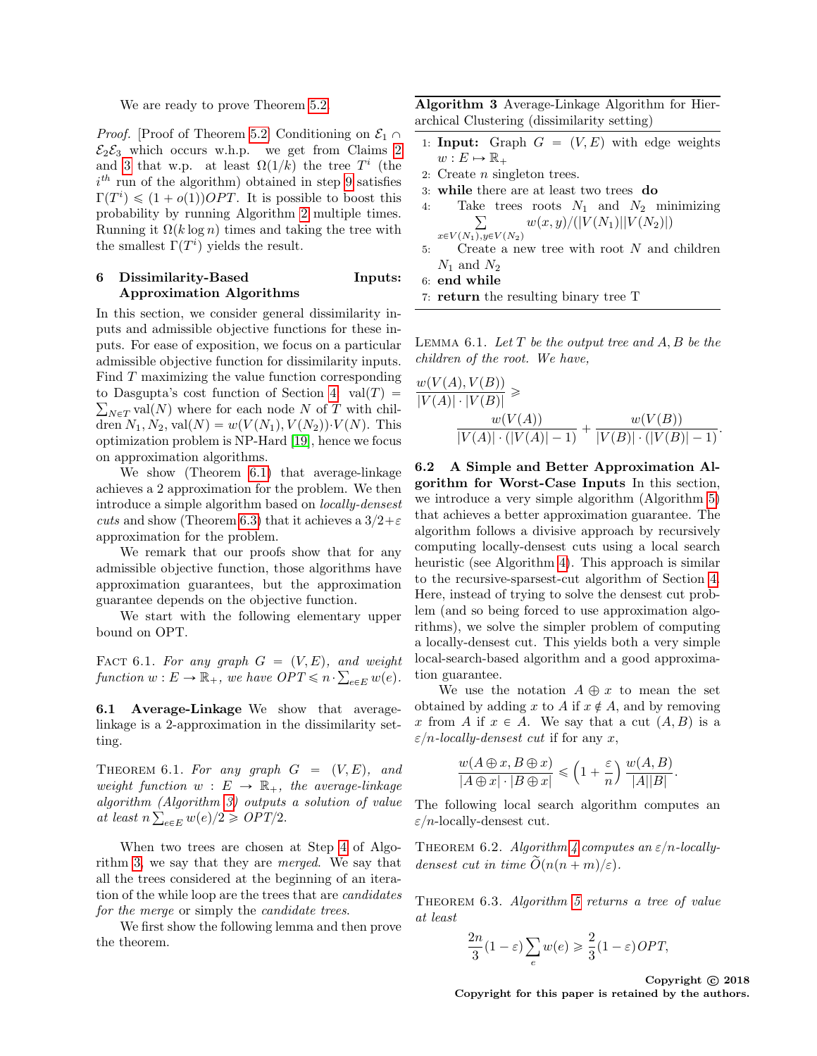We are ready to prove Theorem 5.2.

*Proof.* [Proof of Theorem 5.2] Conditioning on $\mathcal{E}_1 \cap \mathcal{E}_2 \mathcal{E}_3$ which occurs w.h.p. we get from Claims 2 and 3 that w.p. at least $\Omega(1/k)$ the tree $T^i$ (the $i^{th}$ run of the algorithm) obtained in step 9 satisfies $\Gamma(T^i) \leqslant (1+o(1))OPT$. It is possible to boost this probability by running Algorithm 2 multiple times. Running it $\Omega(k \log n)$ times and taking the tree with the smallest $\Gamma(T^i)$ yields the result.

## 6 Dissimilarity-Based Inputs: Approximation Algorithms

In this section, we consider general dissimilarity inputs and admissible objective functions for these inputs. For ease of exposition, we focus on a particular admissible objective function for dissimilarity inputs. Find $T$ maximizing the value function corresponding to Dasgupta's cost function of Section 4: $\text{val}(T) = \sum_{N \in T} \text{val}(N)$ where for each node $N$ of $T$ with children $N_1, N_2$, $\text{val}(N) = w(V(N_1), V(N_2)) \cdot V(N)$. This optimization problem is NP-Hard [19], hence we focus on approximation algorithms.

We show (Theorem 6.1) that average-linkage achieves a 2 approximation for the problem. We then introduce a simple algorithm based on *locally-densest cuts* and show (Theorem 6.3) that it achieves a $3/2+\varepsilon$ approximation for the problem.

We remark that our proofs show that for any admissible objective function, those algorithms have approximation guarantees, but the approximation guarantee depends on the objective function.

We start with the following elementary upper bound on OPT.

Fact 6.1. *For any graph $G = (V, E)$, and weight function $w : E \to \mathbb{R}_+$, we have $OPT \leqslant n \cdot \sum_{e \in E} w(e)$.*

### 6.1 Average-Linkage

We show that average-linkage is a 2-approximation in the dissimilarity setting.

Theorem 6.1. *For any graph $G = (V, E)$, and weight function $w : E \to \mathbb{R}_+$, the average-linkage algorithm (Algorithm 3) outputs a solution of value at least $n \sum_{e \in E} w(e)/2 \geqslant OPT/2$.*

When two trees are chosen at Step 4 of Algorithm 3, we say that they are *merged*. We say that all the trees considered at the beginning of an iteration of the while loop are the trees that are *candidates for the merge* or simply the *candidate trees*.

We first show the following lemma and then prove the theorem.

**Algorithm 3** Average-Linkage Algorithm for Hierarchical Clustering (dissimilarity setting)

```
1: Input: Graph G = (V, E) with edge weights w : E ↦ R_+
2: Create n singleton trees.
3: while there are at least two trees do
4:     Take trees roots N_1 and N_2 minimizing
       Σ_{x∈V(N_1), y∈V(N_2)} w(x, y)/(|V(N_1)||V(N_2)|)
5:     Create a new tree with root N and children N_1 and N_2
6: end while
7: return the resulting binary tree T
```

Lemma 6.1. *Let $T$ be the output tree and $A, B$ be the children of the root. We have,*

$$\frac{w(V(A), V(B))}{|V(A)| \cdot |V(B)|} \geqslant \frac{w(V(A))}{|V(A)| \cdot (|V(A)|-1)} + \frac{w(V(B))}{|V(B)| \cdot (|V(B)|-1)}.$$

### 6.2 A Simple and Better Approximation Algorithm for Worst-Case Inputs

In this section, we introduce a very simple algorithm (Algorithm 5) that achieves a better approximation guarantee. The algorithm follows a divisive approach by recursively computing locally-densest cuts using a local search heuristic (see Algorithm 4). This approach is similar to the recursive-sparsest-cut algorithm of Section 4. Here, instead of trying to solve the densest cut problem (and so being forced to use approximation algorithms), we solve the simpler problem of computing a locally-densest cut. This yields both a very simple local-search-based algorithm and a good approximation guarantee.

We use the notation $A \oplus x$ to mean the set obtained by adding $x$ to $A$ if $x \notin A$, and by removing $x$ from $A$ if $x \in A$. We say that a cut $(A, B)$ is a *$\varepsilon/n$-locally-densest cut* if for any $x$,

$$\frac{w(A \oplus x, B \oplus x)}{|A \oplus x| \cdot |B \oplus x|} \leqslant \left(1 + \frac{\varepsilon}{n}\right) \frac{w(A, B)}{|A||B|}.$$

The following local search algorithm computes an $\varepsilon/n$-locally-densest cut.

Theorem 6.2. *Algorithm 4 computes an $\varepsilon/n$-locally-densest cut in time $\widetilde{O}(n(n+m)/\varepsilon)$.*

Theorem 6.3. *Algorithm 5 returns a tree of value at least*

$$\frac{2n}{3}(1-\varepsilon) \sum_e w(e) \geqslant \frac{2}{3}(1-\varepsilon) OPT,$$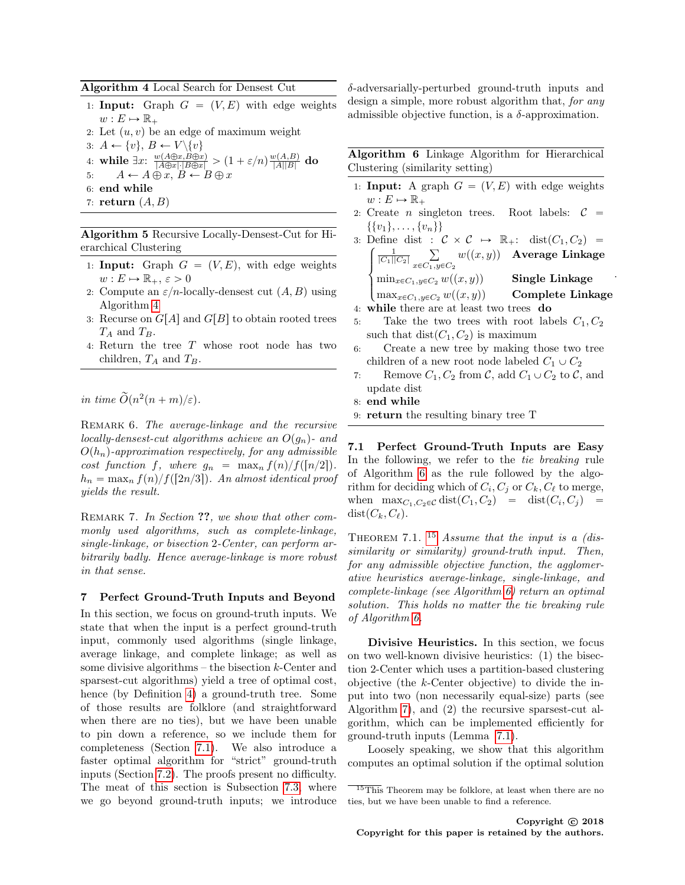**Algorithm 4** Local Search for Densest Cut

1: **Input:** Graph $G = (V, E)$ with edge weights $w : E \mapsto \mathbb{R}_+$
2: Let $(u, v)$ be an edge of maximum weight
3: $A \leftarrow \{v\}$, $B \leftarrow V \backslash \{v\}$
4: **while** $\exists x$: $\frac{w(A \oplus x, B \oplus x)}{|A \oplus x| \cdot |B \oplus x|} > (1 + \varepsilon/n) \frac{w(A,B)}{|A||B|}$ **do**
5: $\quad A \leftarrow A \oplus x$, $B \leftarrow B \oplus x$
6: **end while**
7: **return** $(A, B)$

**Algorithm 5** Recursive Locally-Densest-Cut for Hierarchical Clustering

1: **Input:** Graph $G = (V, E)$, with edge weights $w : E \mapsto \mathbb{R}_+$, $\varepsilon > 0$
2: Compute an $\varepsilon/n$-locally-densest cut $(A, B)$ using Algorithm 4
3: Recurse on $G[A]$ and $G[B]$ to obtain rooted trees $T_A$ and $T_B$.
4: Return the tree $T$ whose root node has two children, $T_A$ and $T_B$.

*in time* $\widetilde{O}(n^2(n + m)/\varepsilon)$.

Remark 6. *The average-linkage and the recursive locally-densest-cut algorithms achieve an $O(g_n)$- and $O(h_n)$-approximation respectively, for any admissible cost function $f$, where $g_n = \max_n f(n)/f(\lceil n/2 \rceil)$. $h_n = \max_n f(n)/f(\lceil 2n/3 \rceil)$. An almost identical proof yields the result.*

Remark 7. *In Section ??, we show that other commonly used algorithms, such as complete-linkage, single-linkage, or bisection 2-Center, can perform arbitrarily badly. Hence average-linkage is more robust in that sense.*

## 7 Perfect Ground-Truth Inputs and Beyond

In this section, we focus on ground-truth inputs. We state that when the input is a perfect ground-truth input, commonly used algorithms (single linkage, average linkage, and complete linkage; as well as some divisive algorithms – the bisection $k$-Center and sparsest-cut algorithms) yield a tree of optimal cost, hence (by Definition 4) a ground-truth tree. Some of those results are folklore (and straightforward when there are no ties), but we have been unable to pin down a reference, so we include them for completeness (Section 7.1). We also introduce a faster optimal algorithm for "strict" ground-truth inputs (Section 7.2). The proofs present no difficulty. The meat of this section is Subsection 7.3, where we go beyond ground-truth inputs; we introduce $\delta$-adversarially-perturbed ground-truth inputs and design a simple, more robust algorithm that, *for any* admissible objective function, is a $\delta$-approximation.

**Algorithm 6** Linkage Algorithm for Hierarchical Clustering (similarity setting)

1: **Input:** A graph $G = (V, E)$ with edge weights $w : E \mapsto \mathbb{R}_+$
2: Create $n$ singleton trees. Root labels: $\mathcal{C} = \{\{v_1\}, \ldots, \{v_n\}\}$
3: Define dist : $\mathcal{C} \times \mathcal{C} \mapsto \mathbb{R}_+$: $\text{dist}(C_1, C_2) = \begin{cases} \frac{1}{|C_1||C_2|} \sum_{x \in C_1, y \in C_2} w((x,y)) & \textbf{Average Linkage} \\ \min_{x \in C_1, y \in C_2} w((x,y)) & \textbf{Single Linkage} \\ \max_{x \in C_1, y \in C_2} w((x,y)) & \textbf{Complete Linkage} \end{cases}$.
4: **while** there are at least two trees **do**
5: $\quad$ Take the two trees with root labels $C_1, C_2$ such that $\text{dist}(C_1, C_2)$ is maximum
6: $\quad$ Create a new tree by making those two tree children of a new root node labeled $C_1 \cup C_2$
7: $\quad$ Remove $C_1, C_2$ from $\mathcal{C}$, add $C_1 \cup C_2$ to $\mathcal{C}$, and update dist
8: **end while**
9: **return** the resulting binary tree T

### 7.1 Perfect Ground-Truth Inputs are Easy

In the following, we refer to the *tie breaking* rule of Algorithm 6 as the rule followed by the algorithm for deciding which of $C_i, C_j$ or $C_k, C_\ell$ to merge, when $\max_{C_1, C_2 \in \mathcal{C}} \text{dist}(C_1, C_2) = \text{dist}(C_i, C_j) = \text{dist}(C_k, C_\ell)$.

Theorem 7.1. [15] *Assume that the input is a (dissimilarity or similarity) ground-truth input. Then, for any admissible objective function, the agglomerative heuristics average-linkage, single-linkage, and complete-linkage (see Algorithm 6) return an optimal solution. This holds no matter the tie breaking rule of Algorithm 6.*

**Divisive Heuristics.** In this section, we focus on two well-known divisive heuristics: (1) the bisection 2-Center which uses a partition-based clustering objective (the $k$-Center objective) to divide the input into two (non necessarily equal-size) parts (see Algorithm 7), and (2) the recursive sparsest-cut algorithm, which can be implemented efficiently for ground-truth inputs (Lemma 7.1).

Loosely speaking, we show that this algorithm computes an optimal solution if the optimal solution

[15] This Theorem may be folklore, at least when there are no ties, but we have been unable to find a reference.

**Copyright © 2018**
**Copyright for this paper is retained by the authors.**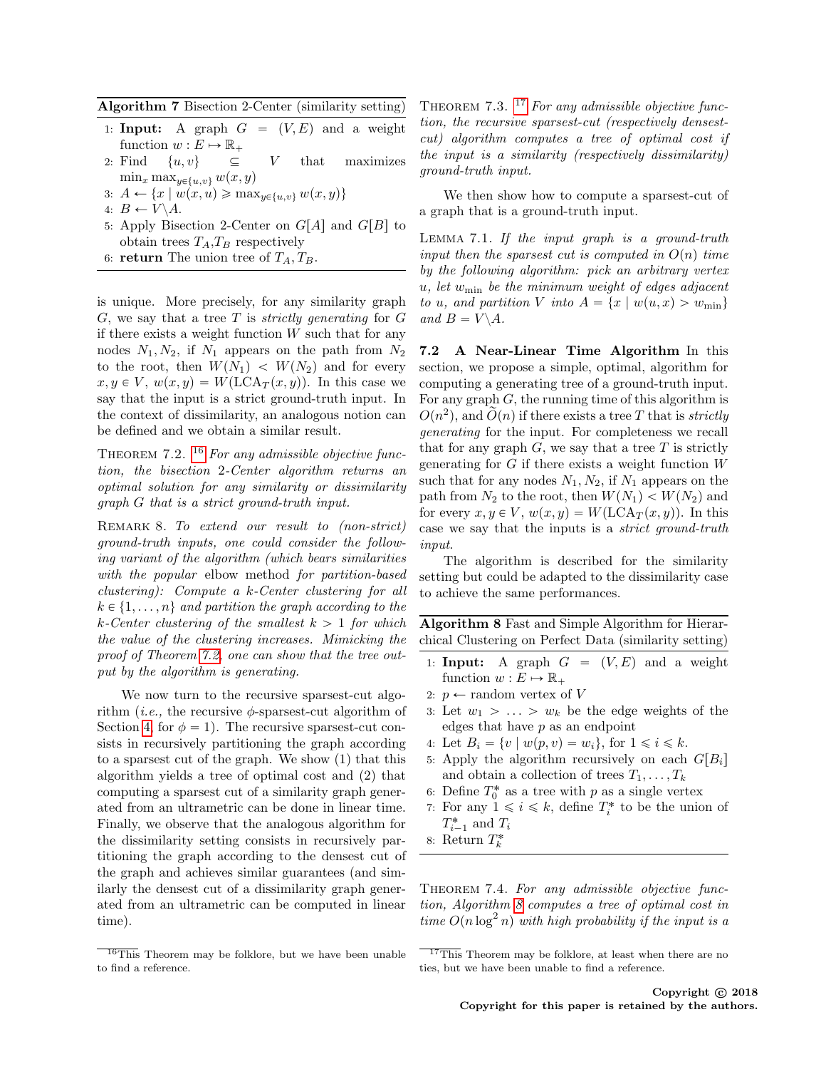**Algorithm 7** Bisection 2-Center (similarity setting)

1: **Input:** A graph $G = (V, E)$ and a weight function $w : E \mapsto \mathbb{R}_+$
2: Find $\{u, v\} \subseteq V$ that maximizes $\min_x \max_{y \in \{u,v\}} w(x, y)$
3: $A \leftarrow \{x \mid w(x, u) \geqslant \max_{y \in \{u,v\}} w(x, y)\}$
4: $B \leftarrow V \backslash A$.
5: Apply Bisection 2-Center on $G[A]$ and $G[B]$ to obtain trees $T_A$,$T_B$ respectively
6: **return** The union tree of $T_A, T_B$.

is unique. More precisely, for any similarity graph $G$, we say that a tree $T$ is *strictly generating* for $G$ if there exists a weight function $W$ such that for any nodes $N_1, N_2$, if $N_1$ appears on the path from $N_2$ to the root, then $W(N_1) < W(N_2)$ and for every $x, y \in V$, $w(x, y) = W(\text{LCA}_T(x, y))$. In this case we say that the input is a strict ground-truth input. In the context of dissimilarity, an analogous notion can be defined and we obtain a similar result.

THEOREM 7.2. [16] *For any admissible objective function, the bisection 2-Center algorithm returns an optimal solution for any similarity or dissimilarity graph $G$ that is a strict ground-truth input.*

REMARK 8. *To extend our result to (non-strict) ground-truth inputs, one could consider the following variant of the algorithm (which bears similarities with the popular* elbow method *for partition-based clustering): Compute a k-Center clustering for all $k \in \{1, \dots, n\}$ and partition the graph according to the k-Center clustering of the smallest $k > 1$ for which the value of the clustering increases. Mimicking the proof of Theorem 7.2, one can show that the tree output by the algorithm is generating.*

We now turn to the recursive sparsest-cut algorithm (*i.e.,* the recursive $\phi$-sparsest-cut algorithm of Section 4, for $\phi = 1$). The recursive sparsest-cut consists in recursively partitioning the graph according to a sparsest cut of the graph. We show (1) that this algorithm yields a tree of optimal cost and (2) that computing a sparsest cut of a similarity graph generated from an ultrametric can be done in linear time. Finally, we observe that the analogous algorithm for the dissimilarity setting consists in recursively partitioning the graph according to the densest cut of the graph and achieves similar guarantees (and similarly the densest cut of a dissimilarity graph generated from an ultrametric can be computed in linear time).

[16]This Theorem may be folklore, but we have been unable to find a reference.

THEOREM 7.3. [17] *For any admissible objective function, the recursive sparsest-cut (respectively densest-cut) algorithm computes a tree of optimal cost if the input is a similarity (respectively dissimilarity) ground-truth input.*

We then show how to compute a sparsest-cut of a graph that is a ground-truth input.

LEMMA 7.1. *If the input graph is a ground-truth input then the sparsest cut is computed in $O(n)$ time by the following algorithm: pick an arbitrary vertex $u$, let $w_{\min}$ be the minimum weight of edges adjacent to $u$, and partition $V$ into $A = \{x \mid w(u, x) > w_{\min}\}$ and $B = V \backslash A$.*

**7.2 A Near-Linear Time Algorithm** In this section, we propose a simple, optimal, algorithm for computing a generating tree of a ground-truth input. For any graph $G$, the running time of this algorithm is $O(n^2)$, and $\widetilde{O}(n)$ if there exists a tree $T$ that is *strictly generating* for the input. For completeness we recall that for any graph $G$, we say that a tree $T$ is strictly generating for $G$ if there exists a weight function $W$ such that for any nodes $N_1, N_2$, if $N_1$ appears on the path from $N_2$ to the root, then $W(N_1) < W(N_2)$ and for every $x, y \in V$, $w(x, y) = W(\text{LCA}_T(x, y))$. In this case we say that the inputs is a *strict ground-truth input.*

The algorithm is described for the similarity setting but could be adapted to the dissimilarity case to achieve the same performances.

**Algorithm 8** Fast and Simple Algorithm for Hierarchical Clustering on Perfect Data (similarity setting)

1: **Input:** A graph $G = (V, E)$ and a weight function $w : E \mapsto \mathbb{R}_+$
2: $p \leftarrow$ random vertex of $V$
3: Let $w_1 > \ldots > w_k$ be the edge weights of the edges that have $p$ as an endpoint
4: Let $B_i = \{v \mid w(p, v) = w_i\}$, for $1 \leqslant i \leqslant k$.
5: Apply the algorithm recursively on each $G[B_i]$ and obtain a collection of trees $T_1, \dots, T_k$
6: Define $T_0^*$ as a tree with $p$ as a single vertex
7: For any $1 \leqslant i \leqslant k$, define $T_i^*$ to be the union of $T_{i-1}^*$ and $T_i$
8: Return $T_k^*$

THEOREM 7.4. *For any admissible objective function, Algorithm 8 computes a tree of optimal cost in time $O(n \log^2 n)$ with high probability if the input is a*

[17]This Theorem may be folklore, at least when there are no ties, but we have been unable to find a reference.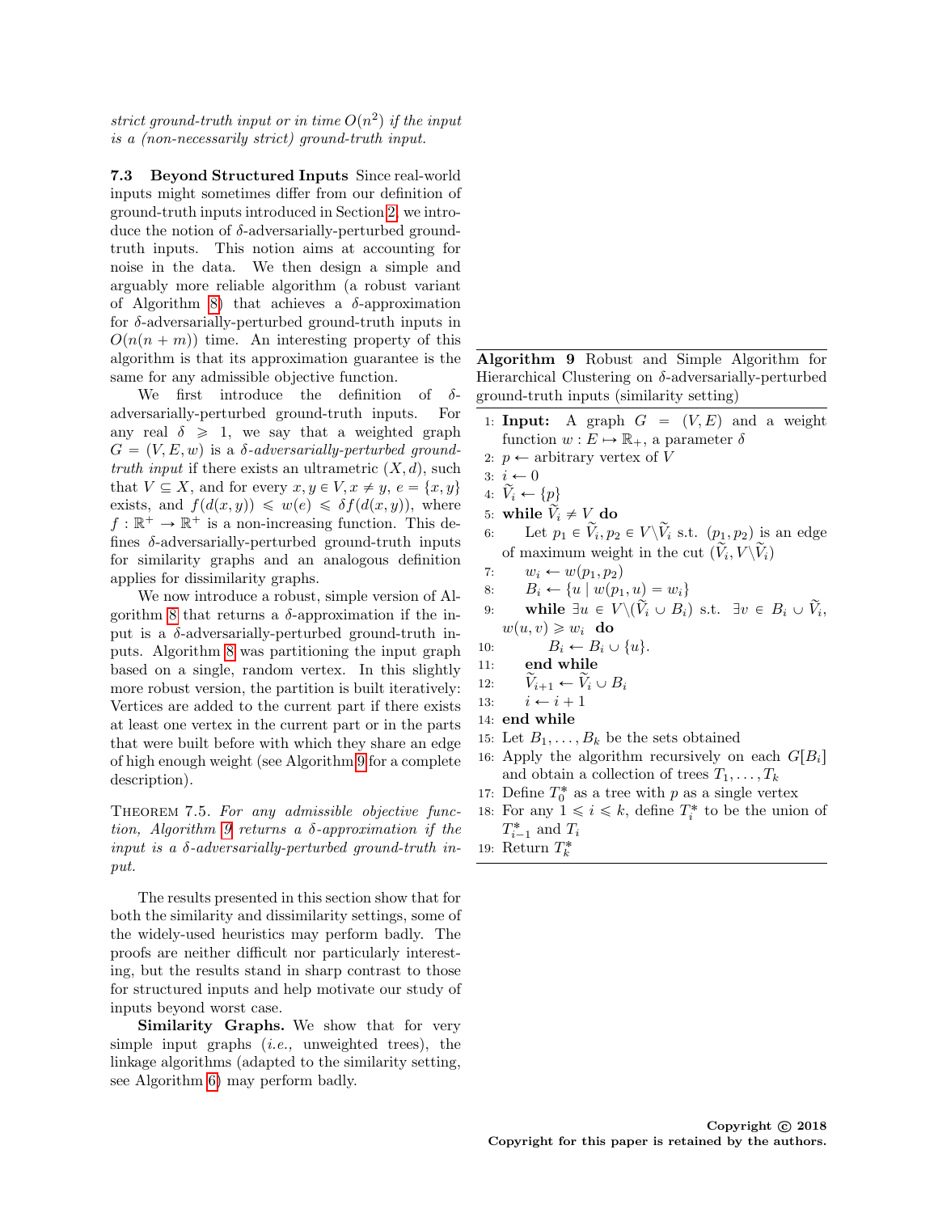*strict ground-truth input or in time $O(n^2)$ if the input is a (non-necessarily strict) ground-truth input.*

**7.3 Beyond Structured Inputs** Since real-world inputs might sometimes differ from our definition of ground-truth inputs introduced in Section 2, we introduce the notion of $\delta$-adversarially-perturbed ground-truth inputs. This notion aims at accounting for noise in the data. We then design a simple and arguably more reliable algorithm (a robust variant of Algorithm 8) that achieves a $\delta$-approximation for $\delta$-adversarially-perturbed ground-truth inputs in $O(n(n+m))$ time. An interesting property of this algorithm is that its approximation guarantee is the same for any admissible objective function.

We first introduce the definition of $\delta$-adversarially-perturbed ground-truth inputs. For any real $\delta \geqslant 1$, we say that a weighted graph $G = (V, E, w)$ is a *$\delta$-adversarially-perturbed ground-truth input* if there exists an ultrametric $(X, d)$, such that $V \subseteq X$, and for every $x, y \in V, x \neq y$, $e = \{x, y\}$ exists, and $f(d(x,y)) \leqslant w(e) \leqslant \delta f(d(x,y))$, where $f : \mathbb{R}^+ \to \mathbb{R}^+$ is a non-increasing function. This defines $\delta$-adversarially-perturbed ground-truth inputs for similarity graphs and an analogous definition applies for dissimilarity graphs.

We now introduce a robust, simple version of Algorithm 8 that returns a $\delta$-approximation if the input is a $\delta$-adversarially-perturbed ground-truth inputs. Algorithm 8 was partitioning the input graph based on a single, random vertex. In this slightly more robust version, the partition is built iteratively: Vertices are added to the current part if there exists at least one vertex in the current part or in the parts that were built before with which they share an edge of high enough weight (see Algorithm 9 for a complete description).

Theorem 7.5. *For any admissible objective function, Algorithm 9 returns a $\delta$-approximation if the input is a $\delta$-adversarially-perturbed ground-truth input.*

**Algorithm 9** Robust and Simple Algorithm for Hierarchical Clustering on $\delta$-adversarially-perturbed ground-truth inputs (similarity setting)

```
1: Input: A graph G = (V, E) and a weight function w : E ↦ ℝ_+, a parameter δ
2: p ← arbitrary vertex of V
3: i ← 0
4: Ṽ_i ← {p}
5: while Ṽ_i ≠ V do
6:     Let p_1 ∈ Ṽ_i, p_2 ∈ V\Ṽ_i s.t. (p_1, p_2) is an edge of maximum weight in the cut (Ṽ_i, V\Ṽ_i)
7:     w_i ← w(p_1, p_2)
8:     B_i ← {u | w(p_1, u) = w_i}
9:     while ∃u ∈ V\(Ṽ_i ∪ B_i) s.t. ∃v ∈ B_i ∪ Ṽ_i, w(u, v) ⩾ w_i do
10:        B_i ← B_i ∪ {u}.
11:    end while
12:    Ṽ_{i+1} ← Ṽ_i ∪ B_i
13:    i ← i + 1
14: end while
15: Let B_1, ..., B_k be the sets obtained
16: Apply the algorithm recursively on each G[B_i] and obtain a collection of trees T_1, ..., T_k
17: Define T_0^* as a tree with p as a single vertex
18: For any 1 ⩽ i ⩽ k, define T_i^* to be the union of T_{i-1}^* and T_i
19: Return T_k^*
```

The results presented in this section show that for both the similarity and dissimilarity settings, some of the widely-used heuristics may perform badly. The proofs are neither difficult nor particularly interesting, but the results stand in sharp contrast to those for structured inputs and help motivate our study of inputs beyond worst case.

**Similarity Graphs.** We show that for very simple input graphs (*i.e.,* unweighted trees), the linkage algorithms (adapted to the similarity setting, see Algorithm 6) may perform badly.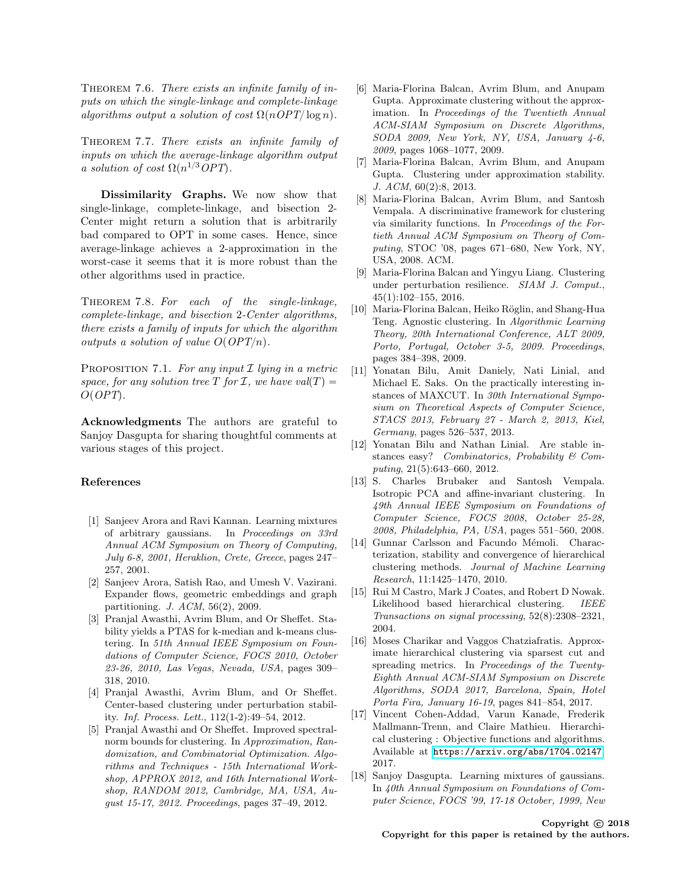THEOREM 7.6. *There exists an infinite family of inputs on which the single-linkage and complete-linkage algorithms output a solution of cost $\Omega(nOPT/\log n)$.*

THEOREM 7.7. *There exists an infinite family of inputs on which the average-linkage algorithm output a solution of cost $\Omega(n^{1/3}OPT)$.*

**Dissimilarity Graphs.** We now show that single-linkage, complete-linkage, and bisection 2-Center might return a solution that is arbitrarily bad compared to OPT in some cases. Hence, since average-linkage achieves a 2-approximation in the worst-case it seems that it is more robust than the other algorithms used in practice.

THEOREM 7.8. *For each of the single-linkage, complete-linkage, and bisection 2-Center algorithms, there exists a family of inputs for which the algorithm outputs a solution of value $O(OPT/n)$.*

PROPOSITION 7.1. *For any input $\mathcal{I}$ lying in a metric space, for any solution tree $T$ for $\mathcal{I}$, we have $val(T) = O(OPT)$.*

**Acknowledgments** The authors are grateful to Sanjoy Dasgupta for sharing thoughtful comments at various stages of this project.

## References

[1] Sanjeev Arora and Ravi Kannan. Learning mixtures of arbitrary gaussians. In *Proceedings on 33rd Annual ACM Symposium on Theory of Computing, July 6-8, 2001, Heraklion, Crete, Greece*, pages 247–257, 2001.

[2] Sanjeev Arora, Satish Rao, and Umesh V. Vazirani. Expander flows, geometric embeddings and graph partitioning. *J. ACM*, 56(2), 2009.

[3] Pranjal Awasthi, Avrim Blum, and Or Sheffet. Stability yields a PTAS for k-median and k-means clustering. In *51th Annual IEEE Symposium on Foundations of Computer Science, FOCS 2010, October 23-26, 2010, Las Vegas, Nevada, USA*, pages 309–318, 2010.

[4] Pranjal Awasthi, Avrim Blum, and Or Sheffet. Center-based clustering under perturbation stability. *Inf. Process. Lett.*, 112(1-2):49–54, 2012.

[5] Pranjal Awasthi and Or Sheffet. Improved spectral-norm bounds for clustering. In *Approximation, Randomization, and Combinatorial Optimization. Algorithms and Techniques - 15th International Workshop, APPROX 2012, and 16th International Workshop, RANDOM 2012, Cambridge, MA, USA, August 15-17, 2012. Proceedings*, pages 37–49, 2012.

[6] Maria-Florina Balcan, Avrim Blum, and Anupam Gupta. Approximate clustering without the approximation. In *Proceedings of the Twentieth Annual ACM-SIAM Symposium on Discrete Algorithms, SODA 2009, New York, NY, USA, January 4-6, 2009*, pages 1068–1077, 2009.

[7] Maria-Florina Balcan, Avrim Blum, and Anupam Gupta. Clustering under approximation stability. *J. ACM*, 60(2):8, 2013.

[8] Maria-Florina Balcan, Avrim Blum, and Santosh Vempala. A discriminative framework for clustering via similarity functions. In *Proceedings of the Fortieth Annual ACM Symposium on Theory of Computing*, STOC '08, pages 671–680, New York, NY, USA, 2008. ACM.

[9] Maria-Florina Balcan and Yingyu Liang. Clustering under perturbation resilience. *SIAM J. Comput.*, 45(1):102–155, 2016.

[10] Maria-Florina Balcan, Heiko Röglin, and Shang-Hua Teng. Agnostic clustering. In *Algorithmic Learning Theory, 20th International Conference, ALT 2009, Porto, Portugal, October 3-5, 2009. Proceedings*, pages 384–398, 2009.

[11] Yonatan Bilu, Amit Daniely, Nati Linial, and Michael E. Saks. On the practically interesting instances of MAXCUT. In *30th International Symposium on Theoretical Aspects of Computer Science, STACS 2013, February 27 - March 2, 2013, Kiel, Germany*, pages 526–537, 2013.

[12] Yonatan Bilu and Nathan Linial. Are stable instances easy? *Combinatorics, Probability & Computing*, 21(5):643–660, 2012.

[13] S. Charles Brubaker and Santosh Vempala. Isotropic PCA and affine-invariant clustering. In *49th Annual IEEE Symposium on Foundations of Computer Science, FOCS 2008, October 25-28, 2008, Philadelphia, PA, USA*, pages 551–560, 2008.

[14] Gunnar Carlsson and Facundo Mémoli. Characterization, stability and convergence of hierarchical clustering methods. *Journal of Machine Learning Research*, 11:1425–1470, 2010.

[15] Rui M Castro, Mark J Coates, and Robert D Nowak. Likelihood based hierarchical clustering. *IEEE Transactions on signal processing*, 52(8):2308–2321, 2004.

[16] Moses Charikar and Vaggos Chatziafratis. Approximate hierarchical clustering via sparsest cut and spreading metrics. In *Proceedings of the Twenty-Eighth Annual ACM-SIAM Symposium on Discrete Algorithms, SODA 2017, Barcelona, Spain, Hotel Porta Fira, January 16-19*, pages 841–854, 2017.

[17] Vincent Cohen-Addad, Varun Kanade, Frederik Mallmann-Trenn, and Claire Mathieu. Hierarchical clustering : Objective functions and algorithms. Available at https://arxiv.org/abs/1704.02147, 2017.

[18] Sanjoy Dasgupta. Learning mixtures of gaussians. In *40th Annual Symposium on Foundations of Computer Science, FOCS '99, 17-18 October, 1999, New*

Copyright © 2018
Copyright for this paper is retained by the authors.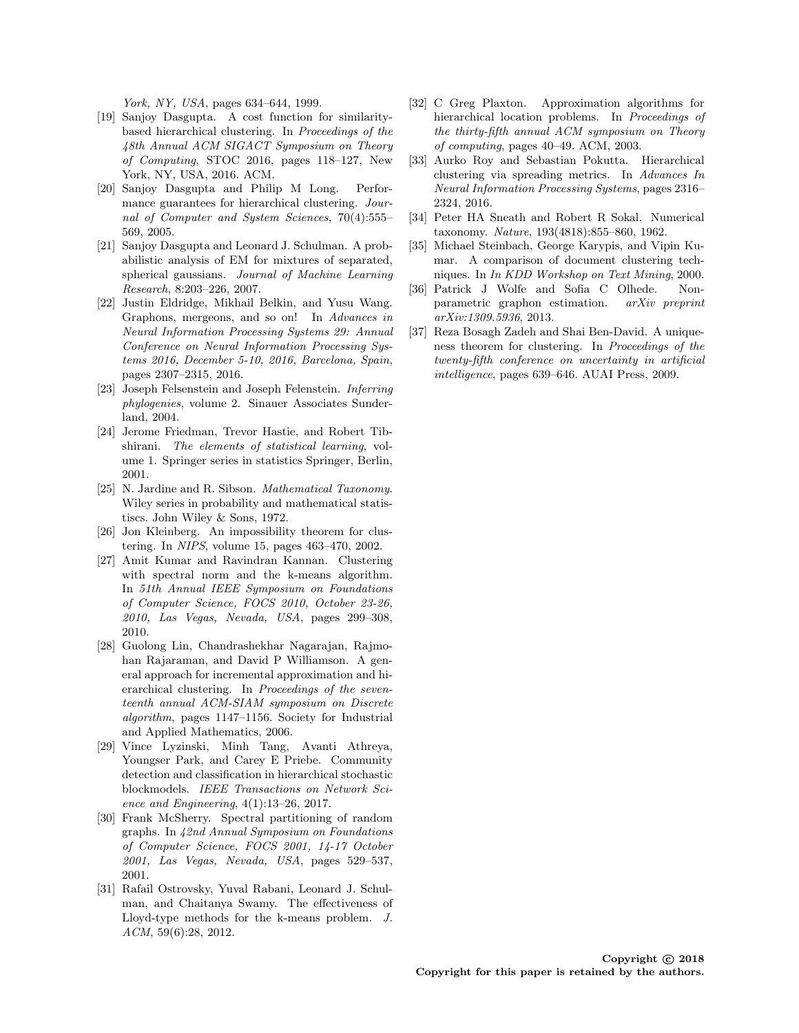*York, NY, USA*, pages 634–644, 1999.

[19] Sanjoy Dasgupta. A cost function for similarity-based hierarchical clustering. In *Proceedings of the 48th Annual ACM SIGACT Symposium on Theory of Computing*, STOC 2016, pages 118–127, New York, NY, USA, 2016. ACM.

[20] Sanjoy Dasgupta and Philip M Long. Performance guarantees for hierarchical clustering. *Journal of Computer and System Sciences*, 70(4):555–569, 2005.

[21] Sanjoy Dasgupta and Leonard J. Schulman. A probabilistic analysis of EM for mixtures of separated, spherical gaussians. *Journal of Machine Learning Research*, 8:203–226, 2007.

[22] Justin Eldridge, Mikhail Belkin, and Yusu Wang. Graphons, mergeons, and so on! In *Advances in Neural Information Processing Systems 29: Annual Conference on Neural Information Processing Systems 2016, December 5-10, 2016, Barcelona, Spain*, pages 2307–2315, 2016.

[23] Joseph Felsenstein and Joseph Felenstein. *Inferring phylogenies*, volume 2. Sinauer Associates Sunderland, 2004.

[24] Jerome Friedman, Trevor Hastie, and Robert Tibshirani. *The elements of statistical learning*, volume 1. Springer series in statistics Springer, Berlin, 2001.

[25] N. Jardine and R. Sibson. *Mathematical Taxonomy*. Wiley series in probability and mathematical statistiscs. John Wiley & Sons, 1972.

[26] Jon Kleinberg. An impossibility theorem for clustering. In *NIPS*, volume 15, pages 463–470, 2002.

[27] Amit Kumar and Ravindran Kannan. Clustering with spectral norm and the k-means algorithm. In *51th Annual IEEE Symposium on Foundations of Computer Science, FOCS 2010, October 23-26, 2010, Las Vegas, Nevada, USA*, pages 299–308, 2010.

[28] Guolong Lin, Chandrashekhar Nagarajan, Rajmohan Rajaraman, and David P Williamson. A general approach for incremental approximation and hierarchical clustering. In *Proceedings of the seventeenth annual ACM-SIAM symposium on Discrete algorithm*, pages 1147–1156. Society for Industrial and Applied Mathematics, 2006.

[29] Vince Lyzinski, Minh Tang, Avanti Athreya, Youngser Park, and Carey E Priebe. Community detection and classification in hierarchical stochastic blockmodels. *IEEE Transactions on Network Science and Engineering*, 4(1):13–26, 2017.

[30] Frank McSherry. Spectral partitioning of random graphs. In *42nd Annual Symposium on Foundations of Computer Science, FOCS 2001, 14-17 October 2001, Las Vegas, Nevada, USA*, pages 529–537, 2001.

[31] Rafail Ostrovsky, Yuval Rabani, Leonard J. Schulman, and Chaitanya Swamy. The effectiveness of Lloyd-type methods for the k-means problem. *J. ACM*, 59(6):28, 2012.

[32] C Greg Plaxton. Approximation algorithms for hierarchical location problems. In *Proceedings of the thirty-fifth annual ACM symposium on Theory of computing*, pages 40–49. ACM, 2003.

[33] Aurko Roy and Sebastian Pokutta. Hierarchical clustering via spreading metrics. In *Advances In Neural Information Processing Systems*, pages 2316–2324, 2016.

[34] Peter HA Sneath and Robert R Sokal. Numerical taxonomy. *Nature*, 193(4818):855–860, 1962.

[35] Michael Steinbach, George Karypis, and Vipin Kumar. A comparison of document clustering techniques. In *In KDD Workshop on Text Mining*, 2000.

[36] Patrick J Wolfe and Sofia C Olhede. Nonparametric graphon estimation. *arXiv preprint arXiv:1309.5936*, 2013.

[37] Reza Bosagh Zadeh and Shai Ben-David. A uniqueness theorem for clustering. In *Proceedings of the twenty-fifth conference on uncertainty in artificial intelligence*, pages 639–646. AUAI Press, 2009.

**Copyright © 2018**
**Copyright for this paper is retained by the authors.**